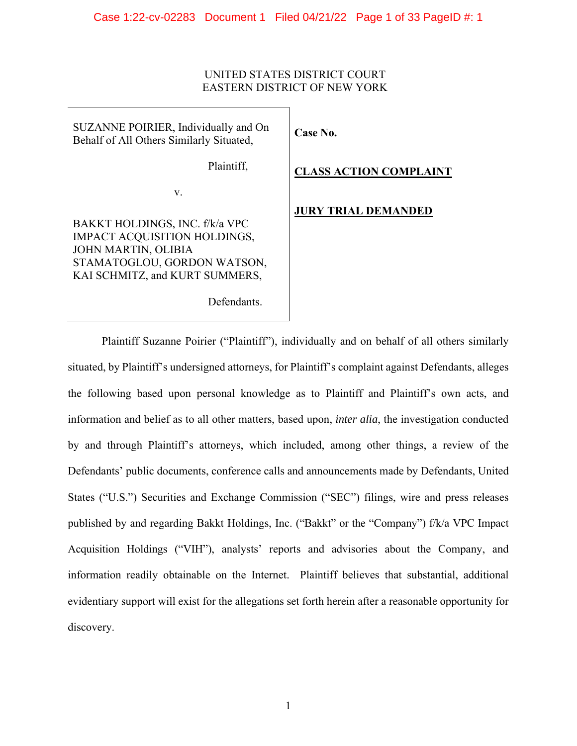UNITED STATES DISTRICT COURT
EASTERN DISTRICT OF NEW YORK

| | |
|---|---|
| SUZANNE POIRIER, Individually and On Behalf of All Others Similarly Situated,<br><br>Plaintiff,<br><br>v.<br><br>BAKKT HOLDINGS, INC. f/k/a VPC IMPACT ACQUISITION HOLDINGS, JOHN MARTIN, OLIBIA STAMATOGLOU, GORDON WATSON, KAI SCHMITZ, and KURT SUMMERS,<br><br>Defendants. | **Case No.**<br><br>**CLASS ACTION COMPLAINT**<br><br>**JURY TRIAL DEMANDED** |

Plaintiff Suzanne Poirier ("Plaintiff"), individually and on behalf of all others similarly situated, by Plaintiff's undersigned attorneys, for Plaintiff's complaint against Defendants, alleges the following based upon personal knowledge as to Plaintiff and Plaintiff's own acts, and information and belief as to all other matters, based upon, *inter alia*, the investigation conducted by and through Plaintiff's attorneys, which included, among other things, a review of the Defendants' public documents, conference calls and announcements made by Defendants, United States ("U.S.") Securities and Exchange Commission ("SEC") filings, wire and press releases published by and regarding Bakkt Holdings, Inc. ("Bakkt" or the "Company") f/k/a VPC Impact Acquisition Holdings ("VIH"), analysts' reports and advisories about the Company, and information readily obtainable on the Internet. Plaintiff believes that substantial, additional evidentiary support will exist for the allegations set forth herein after a reasonable opportunity for discovery.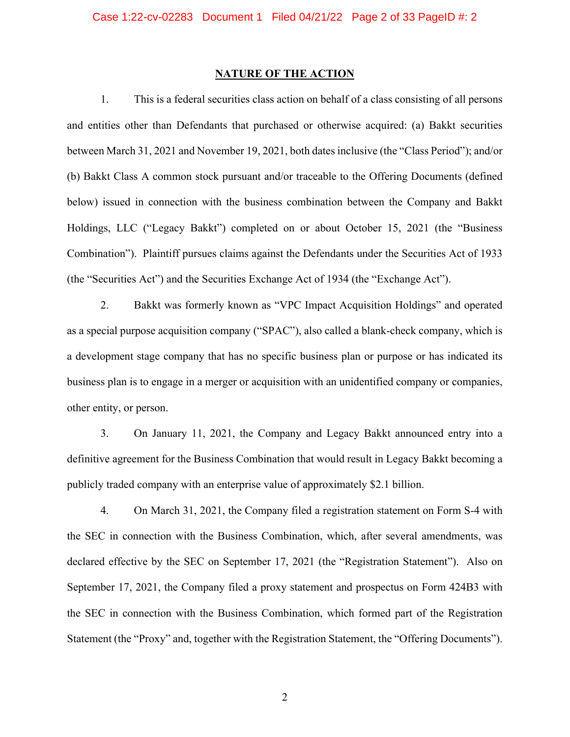## NATURE OF THE ACTION

1. This is a federal securities class action on behalf of a class consisting of all persons and entities other than Defendants that purchased or otherwise acquired: (a) Bakkt securities between March 31, 2021 and November 19, 2021, both dates inclusive (the "Class Period"); and/or (b) Bakkt Class A common stock pursuant and/or traceable to the Offering Documents (defined below) issued in connection with the business combination between the Company and Bakkt Holdings, LLC ("Legacy Bakkt") completed on or about October 15, 2021 (the "Business Combination"). Plaintiff pursues claims against the Defendants under the Securities Act of 1933 (the "Securities Act") and the Securities Exchange Act of 1934 (the "Exchange Act").

2. Bakkt was formerly known as "VPC Impact Acquisition Holdings" and operated as a special purpose acquisition company ("SPAC"), also called a blank-check company, which is a development stage company that has no specific business plan or purpose or has indicated its business plan is to engage in a merger or acquisition with an unidentified company or companies, other entity, or person.

3. On January 11, 2021, the Company and Legacy Bakkt announced entry into a definitive agreement for the Business Combination that would result in Legacy Bakkt becoming a publicly traded company with an enterprise value of approximately $2.1 billion.

4. On March 31, 2021, the Company filed a registration statement on Form S-4 with the SEC in connection with the Business Combination, which, after several amendments, was declared effective by the SEC on September 17, 2021 (the "Registration Statement"). Also on September 17, 2021, the Company filed a proxy statement and prospectus on Form 424B3 with the SEC in connection with the Business Combination, which formed part of the Registration Statement (the "Proxy" and, together with the Registration Statement, the "Offering Documents").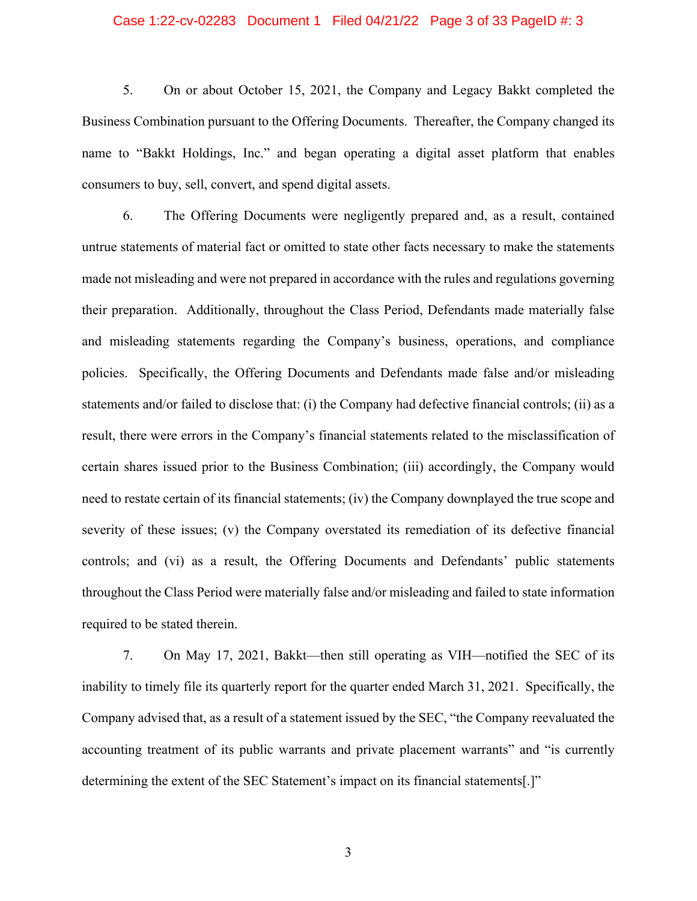5. On or about October 15, 2021, the Company and Legacy Bakkt completed the Business Combination pursuant to the Offering Documents. Thereafter, the Company changed its name to "Bakkt Holdings, Inc." and began operating a digital asset platform that enables consumers to buy, sell, convert, and spend digital assets.

6. The Offering Documents were negligently prepared and, as a result, contained untrue statements of material fact or omitted to state other facts necessary to make the statements made not misleading and were not prepared in accordance with the rules and regulations governing their preparation. Additionally, throughout the Class Period, Defendants made materially false and misleading statements regarding the Company's business, operations, and compliance policies. Specifically, the Offering Documents and Defendants made false and/or misleading statements and/or failed to disclose that: (i) the Company had defective financial controls; (ii) as a result, there were errors in the Company's financial statements related to the misclassification of certain shares issued prior to the Business Combination; (iii) accordingly, the Company would need to restate certain of its financial statements; (iv) the Company downplayed the true scope and severity of these issues; (v) the Company overstated its remediation of its defective financial controls; and (vi) as a result, the Offering Documents and Defendants' public statements throughout the Class Period were materially false and/or misleading and failed to state information required to be stated therein.

7. On May 17, 2021, Bakkt—then still operating as VIH—notified the SEC of its inability to timely file its quarterly report for the quarter ended March 31, 2021. Specifically, the Company advised that, as a result of a statement issued by the SEC, "the Company reevaluated the accounting treatment of its public warrants and private placement warrants" and "is currently determining the extent of the SEC Statement's impact on its financial statements[.]"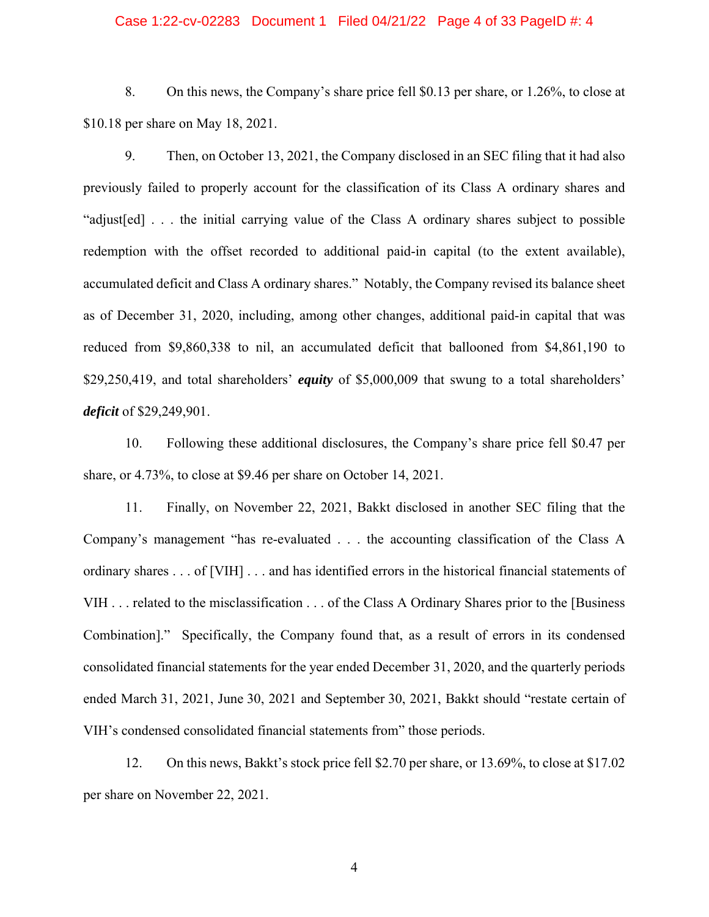8. On this news, the Company's share price fell $0.13 per share, or 1.26%, to close at $10.18 per share on May 18, 2021.

9. Then, on October 13, 2021, the Company disclosed in an SEC filing that it had also previously failed to properly account for the classification of its Class A ordinary shares and "adjust[ed] . . . the initial carrying value of the Class A ordinary shares subject to possible redemption with the offset recorded to additional paid-in capital (to the extent available), accumulated deficit and Class A ordinary shares." Notably, the Company revised its balance sheet as of December 31, 2020, including, among other changes, additional paid-in capital that was reduced from $9,860,338 to nil, an accumulated deficit that ballooned from $4,861,190 to $29,250,419, and total shareholders' ***equity*** of $5,000,009 that swung to a total shareholders' ***deficit*** of $29,249,901.

10. Following these additional disclosures, the Company's share price fell $0.47 per share, or 4.73%, to close at $9.46 per share on October 14, 2021.

11. Finally, on November 22, 2021, Bakkt disclosed in another SEC filing that the Company's management "has re-evaluated . . . the accounting classification of the Class A ordinary shares . . . of [VIH] . . . and has identified errors in the historical financial statements of VIH . . . related to the misclassification . . . of the Class A Ordinary Shares prior to the [Business Combination]." Specifically, the Company found that, as a result of errors in its condensed consolidated financial statements for the year ended December 31, 2020, and the quarterly periods ended March 31, 2021, June 30, 2021 and September 30, 2021, Bakkt should "restate certain of VIH's condensed consolidated financial statements from" those periods.

12. On this news, Bakkt's stock price fell $2.70 per share, or 13.69%, to close at $17.02 per share on November 22, 2021.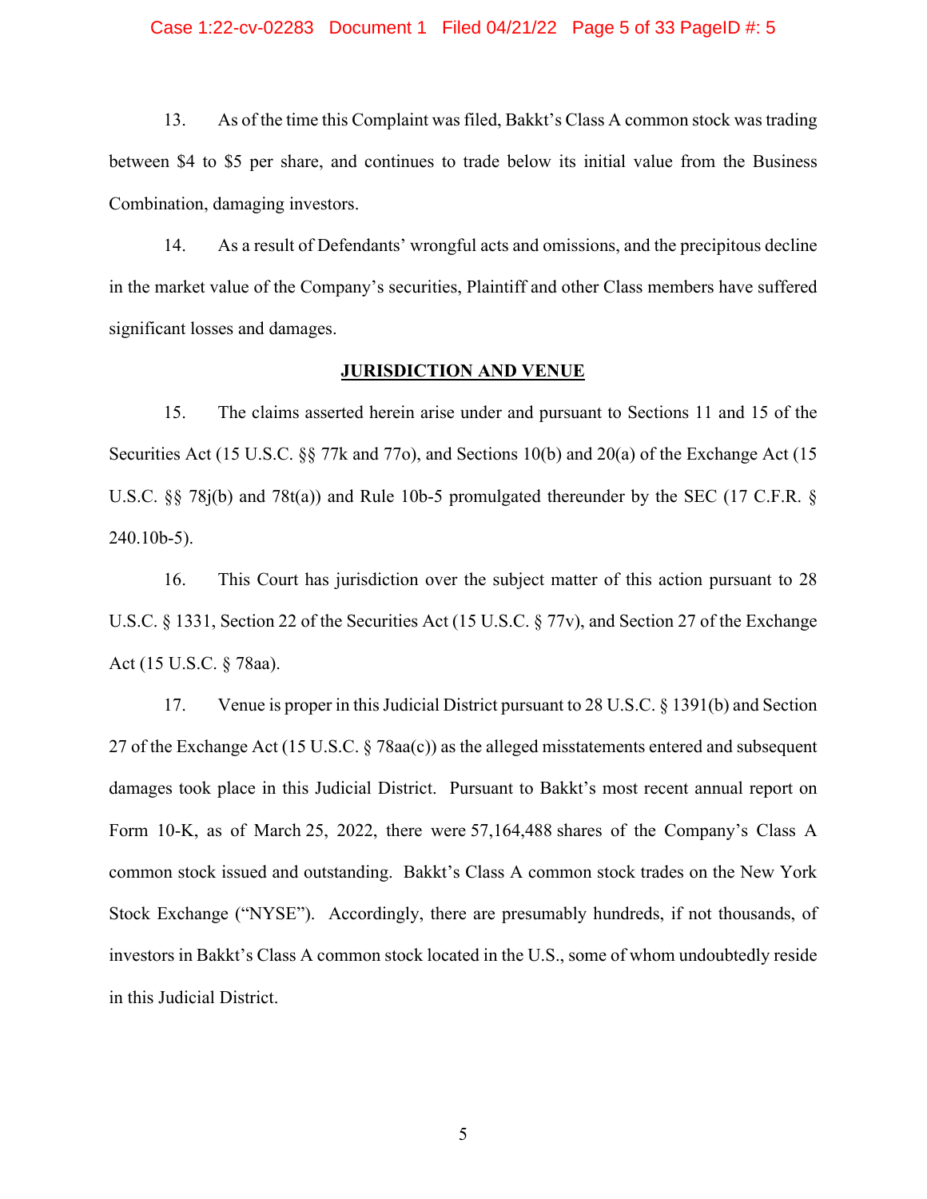13. As of the time this Complaint was filed, Bakkt's Class A common stock was trading between $4 to $5 per share, and continues to trade below its initial value from the Business Combination, damaging investors.

14. As a result of Defendants' wrongful acts and omissions, and the precipitous decline in the market value of the Company's securities, Plaintiff and other Class members have suffered significant losses and damages.

## JURISDICTION AND VENUE

15. The claims asserted herein arise under and pursuant to Sections 11 and 15 of the Securities Act (15 U.S.C. §§ 77k and 77o), and Sections 10(b) and 20(a) of the Exchange Act (15 U.S.C. §§ 78j(b) and 78t(a)) and Rule 10b-5 promulgated thereunder by the SEC (17 C.F.R. § 240.10b-5).

16. This Court has jurisdiction over the subject matter of this action pursuant to 28 U.S.C. § 1331, Section 22 of the Securities Act (15 U.S.C. § 77v), and Section 27 of the Exchange Act (15 U.S.C. § 78aa).

17. Venue is proper in this Judicial District pursuant to 28 U.S.C. § 1391(b) and Section 27 of the Exchange Act (15 U.S.C. § 78aa(c)) as the alleged misstatements entered and subsequent damages took place in this Judicial District. Pursuant to Bakkt's most recent annual report on Form 10-K, as of March 25, 2022, there were 57,164,488 shares of the Company's Class A common stock issued and outstanding. Bakkt's Class A common stock trades on the New York Stock Exchange ("NYSE"). Accordingly, there are presumably hundreds, if not thousands, of investors in Bakkt's Class A common stock located in the U.S., some of whom undoubtedly reside in this Judicial District.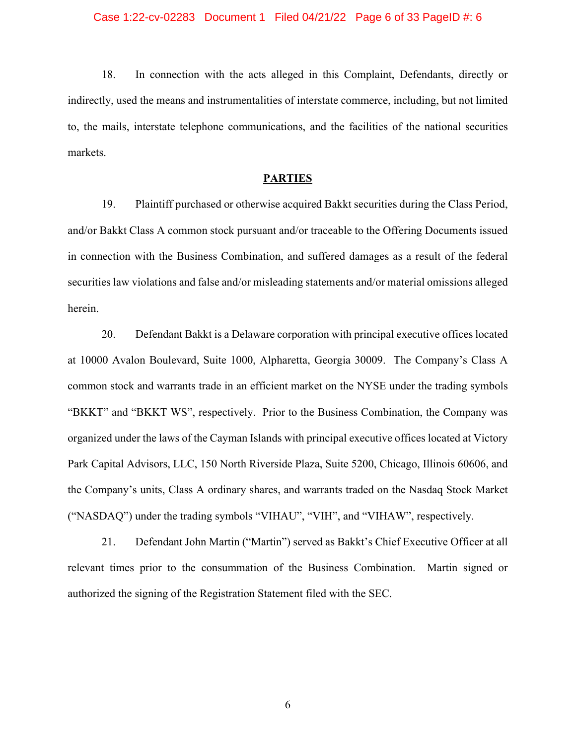18. In connection with the acts alleged in this Complaint, Defendants, directly or indirectly, used the means and instrumentalities of interstate commerce, including, but not limited to, the mails, interstate telephone communications, and the facilities of the national securities markets.

## PARTIES

19. Plaintiff purchased or otherwise acquired Bakkt securities during the Class Period, and/or Bakkt Class A common stock pursuant and/or traceable to the Offering Documents issued in connection with the Business Combination, and suffered damages as a result of the federal securities law violations and false and/or misleading statements and/or material omissions alleged herein.

20. Defendant Bakkt is a Delaware corporation with principal executive offices located at 10000 Avalon Boulevard, Suite 1000, Alpharetta, Georgia 30009. The Company's Class A common stock and warrants trade in an efficient market on the NYSE under the trading symbols "BKKT" and "BKKT WS", respectively. Prior to the Business Combination, the Company was organized under the laws of the Cayman Islands with principal executive offices located at Victory Park Capital Advisors, LLC, 150 North Riverside Plaza, Suite 5200, Chicago, Illinois 60606, and the Company's units, Class A ordinary shares, and warrants traded on the Nasdaq Stock Market ("NASDAQ") under the trading symbols "VIHAU", "VIH", and "VIHAW", respectively.

21. Defendant John Martin ("Martin") served as Bakkt's Chief Executive Officer at all relevant times prior to the consummation of the Business Combination. Martin signed or authorized the signing of the Registration Statement filed with the SEC.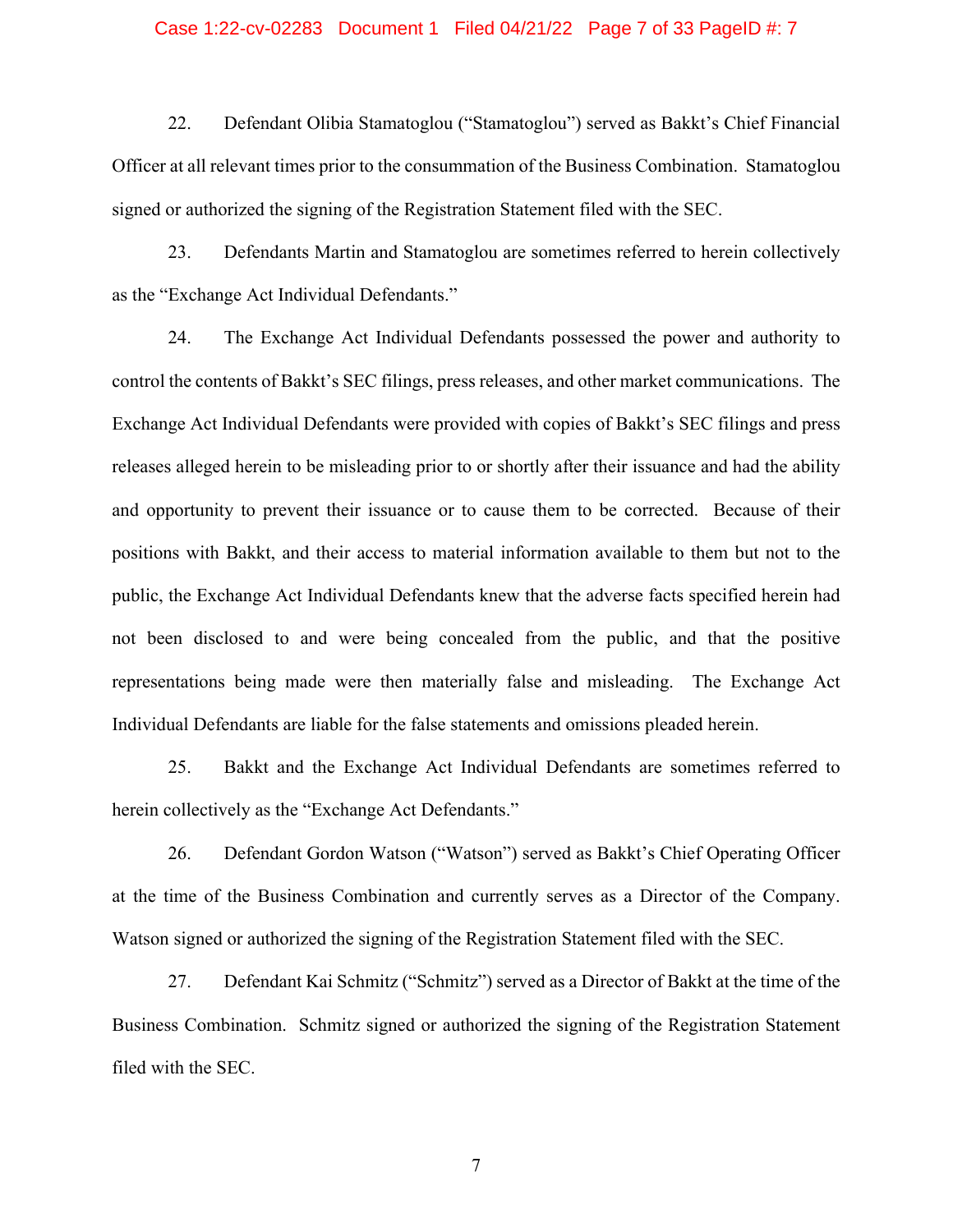22. Defendant Olibia Stamatoglou ("Stamatoglou") served as Bakkt's Chief Financial Officer at all relevant times prior to the consummation of the Business Combination. Stamatoglou signed or authorized the signing of the Registration Statement filed with the SEC.

23. Defendants Martin and Stamatoglou are sometimes referred to herein collectively as the "Exchange Act Individual Defendants."

24. The Exchange Act Individual Defendants possessed the power and authority to control the contents of Bakkt's SEC filings, press releases, and other market communications. The Exchange Act Individual Defendants were provided with copies of Bakkt's SEC filings and press releases alleged herein to be misleading prior to or shortly after their issuance and had the ability and opportunity to prevent their issuance or to cause them to be corrected. Because of their positions with Bakkt, and their access to material information available to them but not to the public, the Exchange Act Individual Defendants knew that the adverse facts specified herein had not been disclosed to and were being concealed from the public, and that the positive representations being made were then materially false and misleading. The Exchange Act Individual Defendants are liable for the false statements and omissions pleaded herein.

25. Bakkt and the Exchange Act Individual Defendants are sometimes referred to herein collectively as the "Exchange Act Defendants."

26. Defendant Gordon Watson ("Watson") served as Bakkt's Chief Operating Officer at the time of the Business Combination and currently serves as a Director of the Company. Watson signed or authorized the signing of the Registration Statement filed with the SEC.

27. Defendant Kai Schmitz ("Schmitz") served as a Director of Bakkt at the time of the Business Combination. Schmitz signed or authorized the signing of the Registration Statement filed with the SEC.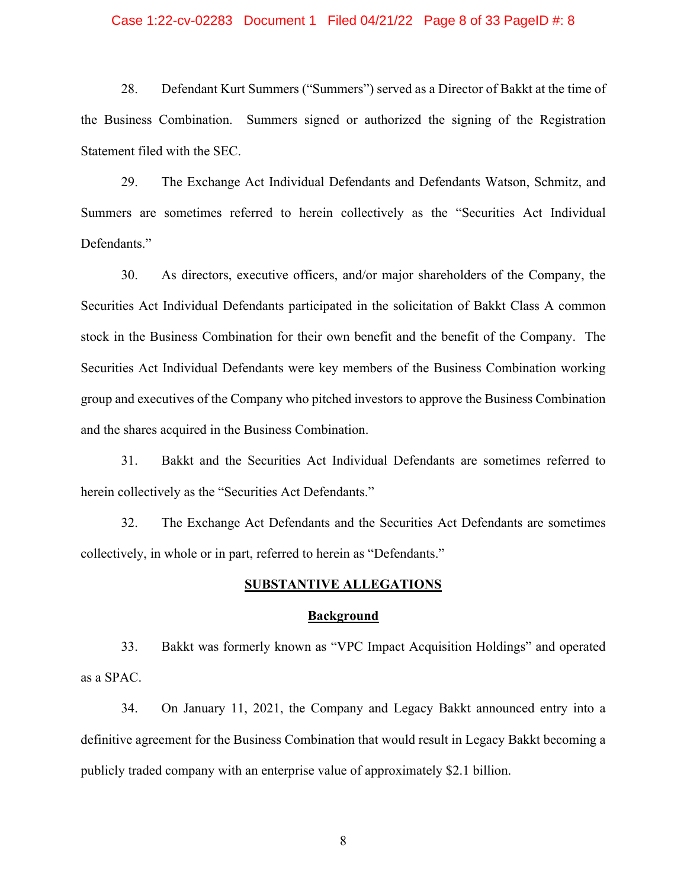28. Defendant Kurt Summers ("Summers") served as a Director of Bakkt at the time of the Business Combination. Summers signed or authorized the signing of the Registration Statement filed with the SEC.

29. The Exchange Act Individual Defendants and Defendants Watson, Schmitz, and Summers are sometimes referred to herein collectively as the "Securities Act Individual Defendants."

30. As directors, executive officers, and/or major shareholders of the Company, the Securities Act Individual Defendants participated in the solicitation of Bakkt Class A common stock in the Business Combination for their own benefit and the benefit of the Company. The Securities Act Individual Defendants were key members of the Business Combination working group and executives of the Company who pitched investors to approve the Business Combination and the shares acquired in the Business Combination.

31. Bakkt and the Securities Act Individual Defendants are sometimes referred to herein collectively as the "Securities Act Defendants."

32. The Exchange Act Defendants and the Securities Act Defendants are sometimes collectively, in whole or in part, referred to herein as "Defendants."

## SUBSTANTIVE ALLEGATIONS

### Background

33. Bakkt was formerly known as "VPC Impact Acquisition Holdings" and operated as a SPAC.

34. On January 11, 2021, the Company and Legacy Bakkt announced entry into a definitive agreement for the Business Combination that would result in Legacy Bakkt becoming a publicly traded company with an enterprise value of approximately $2.1 billion.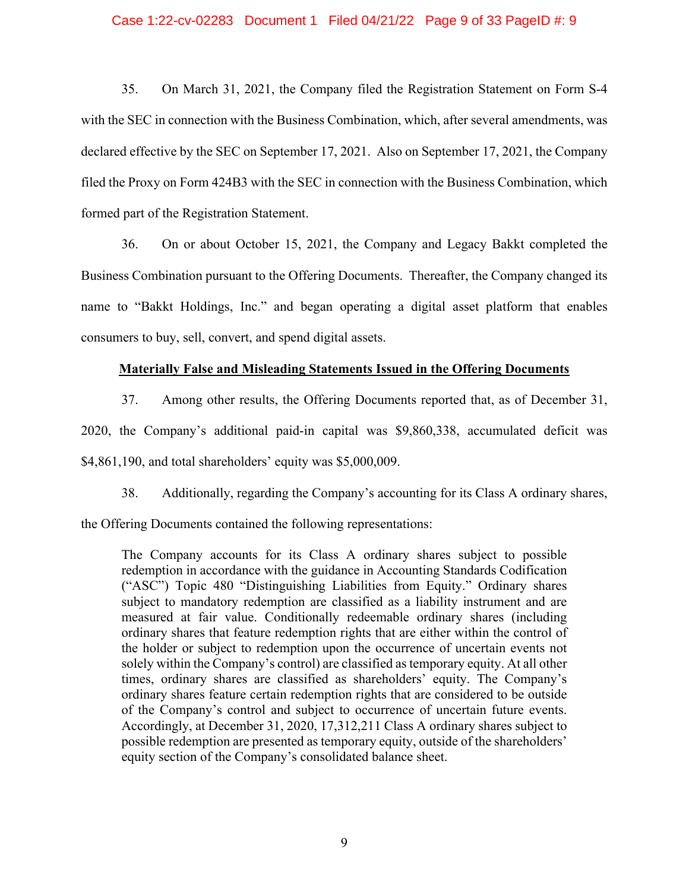35. On March 31, 2021, the Company filed the Registration Statement on Form S-4 with the SEC in connection with the Business Combination, which, after several amendments, was declared effective by the SEC on September 17, 2021. Also on September 17, 2021, the Company filed the Proxy on Form 424B3 with the SEC in connection with the Business Combination, which formed part of the Registration Statement.

36. On or about October 15, 2021, the Company and Legacy Bakkt completed the Business Combination pursuant to the Offering Documents. Thereafter, the Company changed its name to "Bakkt Holdings, Inc." and began operating a digital asset platform that enables consumers to buy, sell, convert, and spend digital assets.

**Materially False and Misleading Statements Issued in the Offering Documents**

37. Among other results, the Offering Documents reported that, as of December 31, 2020, the Company's additional paid-in capital was $9,860,338, accumulated deficit was $4,861,190, and total shareholders' equity was $5,000,009.

38. Additionally, regarding the Company's accounting for its Class A ordinary shares, the Offering Documents contained the following representations:

> The Company accounts for its Class A ordinary shares subject to possible redemption in accordance with the guidance in Accounting Standards Codification ("ASC") Topic 480 "Distinguishing Liabilities from Equity." Ordinary shares subject to mandatory redemption are classified as a liability instrument and are measured at fair value. Conditionally redeemable ordinary shares (including ordinary shares that feature redemption rights that are either within the control of the holder or subject to redemption upon the occurrence of uncertain events not solely within the Company's control) are classified as temporary equity. At all other times, ordinary shares are classified as shareholders' equity. The Company's ordinary shares feature certain redemption rights that are considered to be outside of the Company's control and subject to occurrence of uncertain future events. Accordingly, at December 31, 2020, 17,312,211 Class A ordinary shares subject to possible redemption are presented as temporary equity, outside of the shareholders' equity section of the Company's consolidated balance sheet.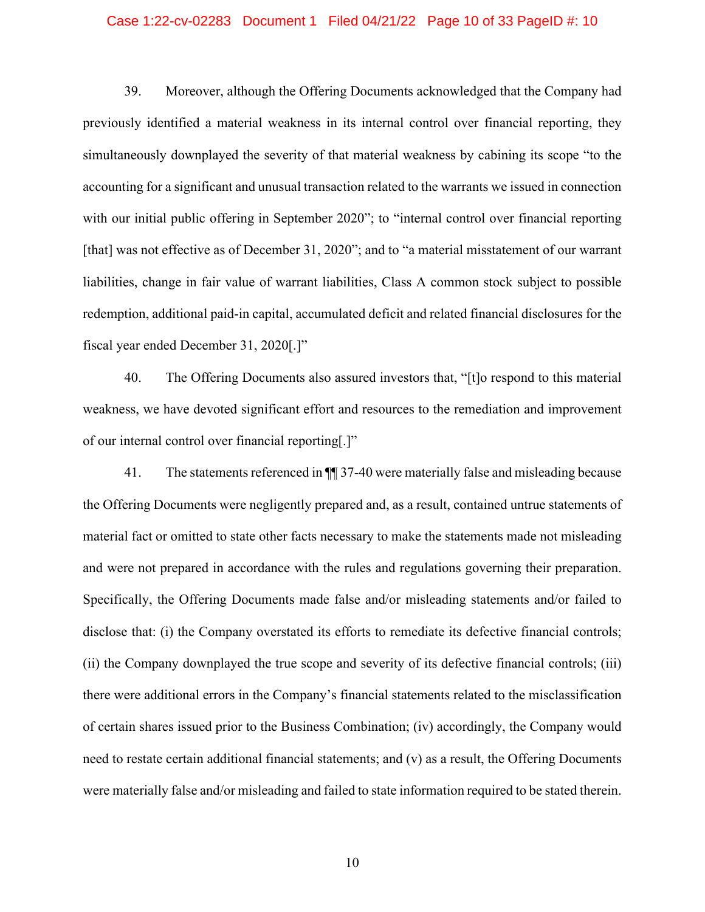39. Moreover, although the Offering Documents acknowledged that the Company had previously identified a material weakness in its internal control over financial reporting, they simultaneously downplayed the severity of that material weakness by cabining its scope "to the accounting for a significant and unusual transaction related to the warrants we issued in connection with our initial public offering in September 2020"; to "internal control over financial reporting [that] was not effective as of December 31, 2020"; and to "a material misstatement of our warrant liabilities, change in fair value of warrant liabilities, Class A common stock subject to possible redemption, additional paid-in capital, accumulated deficit and related financial disclosures for the fiscal year ended December 31, 2020[.]"

40. The Offering Documents also assured investors that, "[t]o respond to this material weakness, we have devoted significant effort and resources to the remediation and improvement of our internal control over financial reporting[.]"

41. The statements referenced in ¶¶ 37-40 were materially false and misleading because the Offering Documents were negligently prepared and, as a result, contained untrue statements of material fact or omitted to state other facts necessary to make the statements made not misleading and were not prepared in accordance with the rules and regulations governing their preparation. Specifically, the Offering Documents made false and/or misleading statements and/or failed to disclose that: (i) the Company overstated its efforts to remediate its defective financial controls; (ii) the Company downplayed the true scope and severity of its defective financial controls; (iii) there were additional errors in the Company's financial statements related to the misclassification of certain shares issued prior to the Business Combination; (iv) accordingly, the Company would need to restate certain additional financial statements; and (v) as a result, the Offering Documents were materially false and/or misleading and failed to state information required to be stated therein.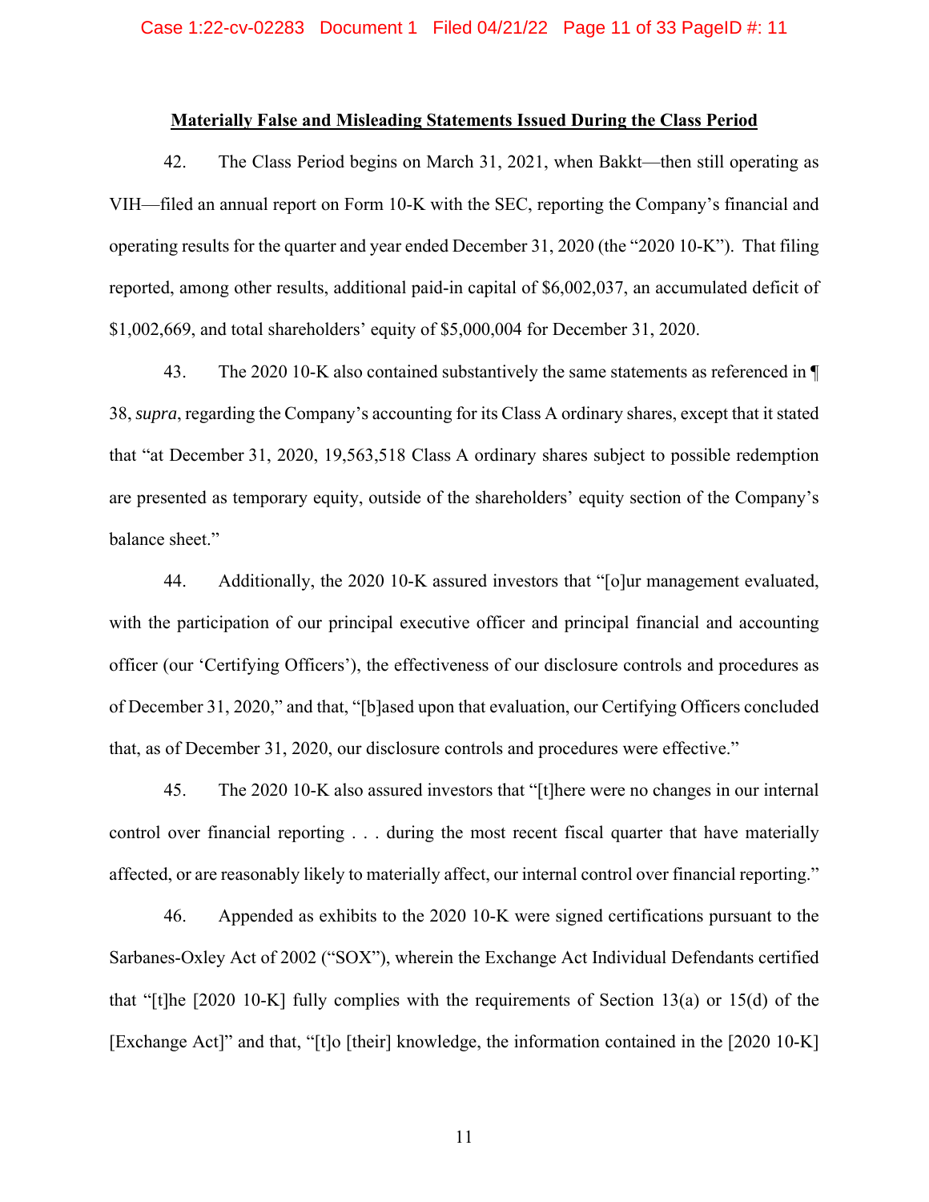**Materially False and Misleading Statements Issued During the Class Period**

42. The Class Period begins on March 31, 2021, when Bakkt—then still operating as VIH—filed an annual report on Form 10-K with the SEC, reporting the Company's financial and operating results for the quarter and year ended December 31, 2020 (the "2020 10-K"). That filing reported, among other results, additional paid-in capital of $6,002,037, an accumulated deficit of $1,002,669, and total shareholders' equity of $5,000,004 for December 31, 2020.

43. The 2020 10-K also contained substantively the same statements as referenced in ¶ 38, *supra*, regarding the Company's accounting for its Class A ordinary shares, except that it stated that "at December 31, 2020, 19,563,518 Class A ordinary shares subject to possible redemption are presented as temporary equity, outside of the shareholders' equity section of the Company's balance sheet."

44. Additionally, the 2020 10-K assured investors that "[o]ur management evaluated, with the participation of our principal executive officer and principal financial and accounting officer (our 'Certifying Officers'), the effectiveness of our disclosure controls and procedures as of December 31, 2020," and that, "[b]ased upon that evaluation, our Certifying Officers concluded that, as of December 31, 2020, our disclosure controls and procedures were effective."

45. The 2020 10-K also assured investors that "[t]here were no changes in our internal control over financial reporting . . . during the most recent fiscal quarter that have materially affected, or are reasonably likely to materially affect, our internal control over financial reporting."

46. Appended as exhibits to the 2020 10-K were signed certifications pursuant to the Sarbanes-Oxley Act of 2002 ("SOX"), wherein the Exchange Act Individual Defendants certified that "[t]he [2020 10-K] fully complies with the requirements of Section 13(a) or 15(d) of the [Exchange Act]" and that, "[t]o [their] knowledge, the information contained in the [2020 10-K]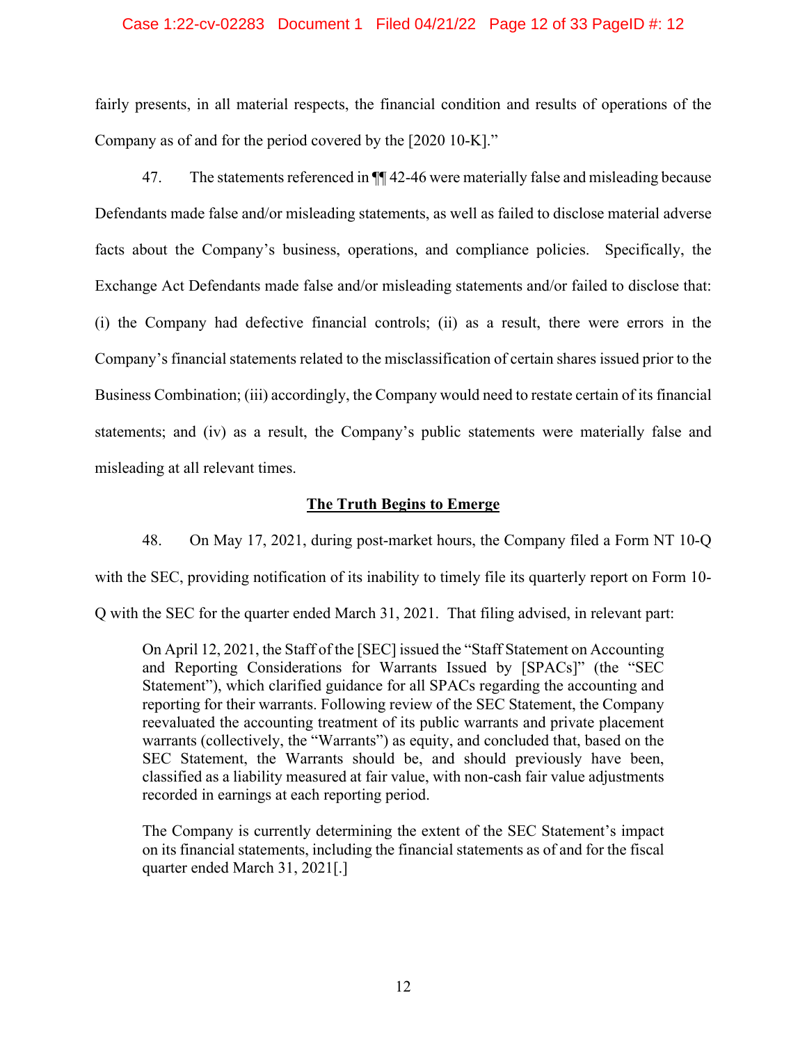fairly presents, in all material respects, the financial condition and results of operations of the Company as of and for the period covered by the [2020 10-K]."

47. The statements referenced in ¶¶ 42-46 were materially false and misleading because Defendants made false and/or misleading statements, as well as failed to disclose material adverse facts about the Company's business, operations, and compliance policies. Specifically, the Exchange Act Defendants made false and/or misleading statements and/or failed to disclose that: (i) the Company had defective financial controls; (ii) as a result, there were errors in the Company's financial statements related to the misclassification of certain shares issued prior to the Business Combination; (iii) accordingly, the Company would need to restate certain of its financial statements; and (iv) as a result, the Company's public statements were materially false and misleading at all relevant times.

## The Truth Begins to Emerge

48. On May 17, 2021, during post-market hours, the Company filed a Form NT 10-Q with the SEC, providing notification of its inability to timely file its quarterly report on Form 10-Q with the SEC for the quarter ended March 31, 2021. That filing advised, in relevant part:

> On April 12, 2021, the Staff of the [SEC] issued the "Staff Statement on Accounting and Reporting Considerations for Warrants Issued by [SPACs]" (the "SEC Statement"), which clarified guidance for all SPACs regarding the accounting and reporting for their warrants. Following review of the SEC Statement, the Company reevaluated the accounting treatment of its public warrants and private placement warrants (collectively, the "Warrants") as equity, and concluded that, based on the SEC Statement, the Warrants should be, and should previously have been, classified as a liability measured at fair value, with non-cash fair value adjustments recorded in earnings at each reporting period.
>
> The Company is currently determining the extent of the SEC Statement's impact on its financial statements, including the financial statements as of and for the fiscal quarter ended March 31, 2021[.]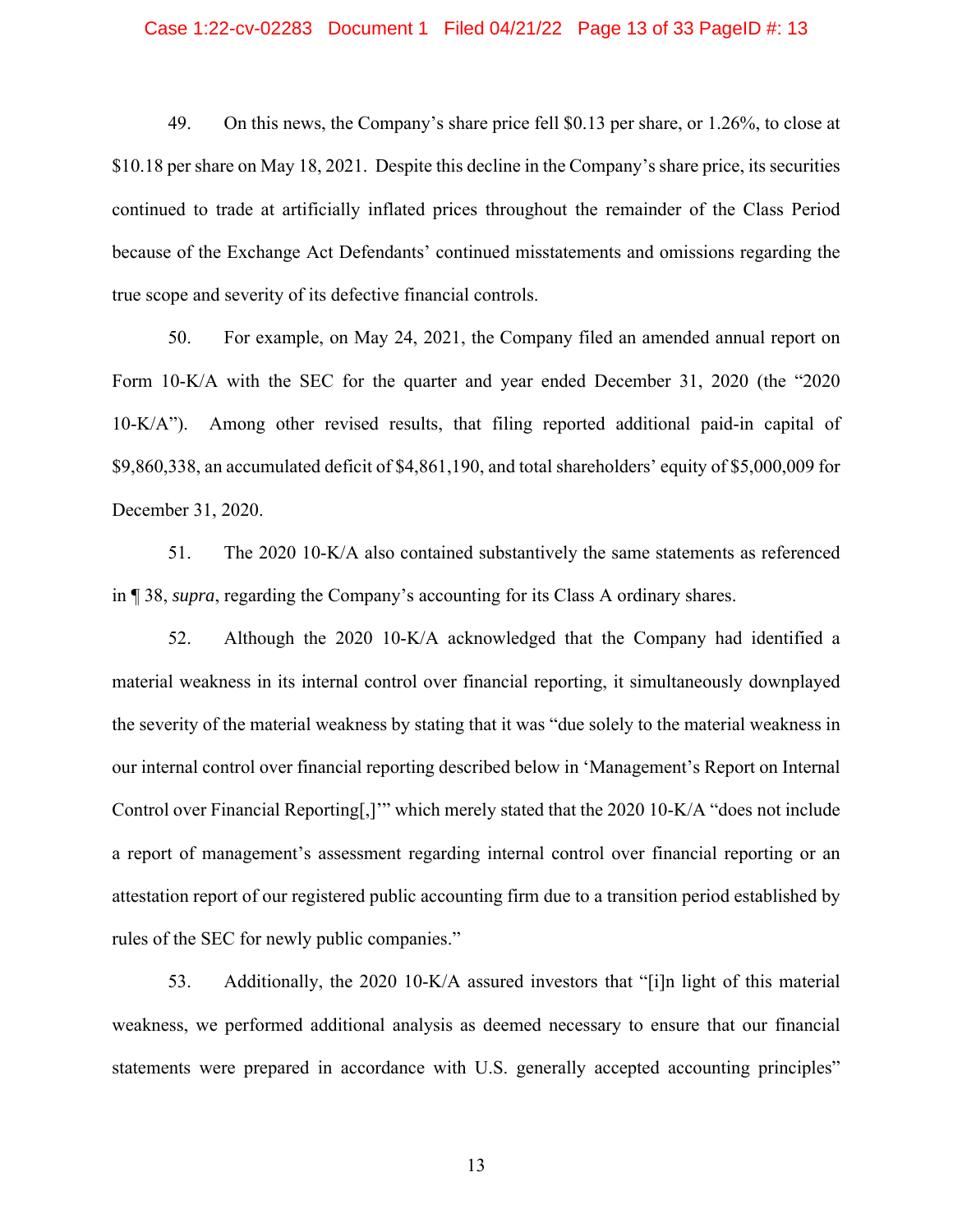49. On this news, the Company's share price fell $0.13 per share, or 1.26%, to close at $10.18 per share on May 18, 2021. Despite this decline in the Company's share price, its securities continued to trade at artificially inflated prices throughout the remainder of the Class Period because of the Exchange Act Defendants' continued misstatements and omissions regarding the true scope and severity of its defective financial controls.

50. For example, on May 24, 2021, the Company filed an amended annual report on Form 10-K/A with the SEC for the quarter and year ended December 31, 2020 (the "2020 10-K/A"). Among other revised results, that filing reported additional paid-in capital of $9,860,338, an accumulated deficit of $4,861,190, and total shareholders' equity of $5,000,009 for December 31, 2020.

51. The 2020 10-K/A also contained substantively the same statements as referenced in ¶ 38, *supra*, regarding the Company's accounting for its Class A ordinary shares.

52. Although the 2020 10-K/A acknowledged that the Company had identified a material weakness in its internal control over financial reporting, it simultaneously downplayed the severity of the material weakness by stating that it was "due solely to the material weakness in our internal control over financial reporting described below in 'Management's Report on Internal Control over Financial Reporting[,]'" which merely stated that the 2020 10-K/A "does not include a report of management's assessment regarding internal control over financial reporting or an attestation report of our registered public accounting firm due to a transition period established by rules of the SEC for newly public companies."

53. Additionally, the 2020 10-K/A assured investors that "[i]n light of this material weakness, we performed additional analysis as deemed necessary to ensure that our financial statements were prepared in accordance with U.S. generally accepted accounting principles"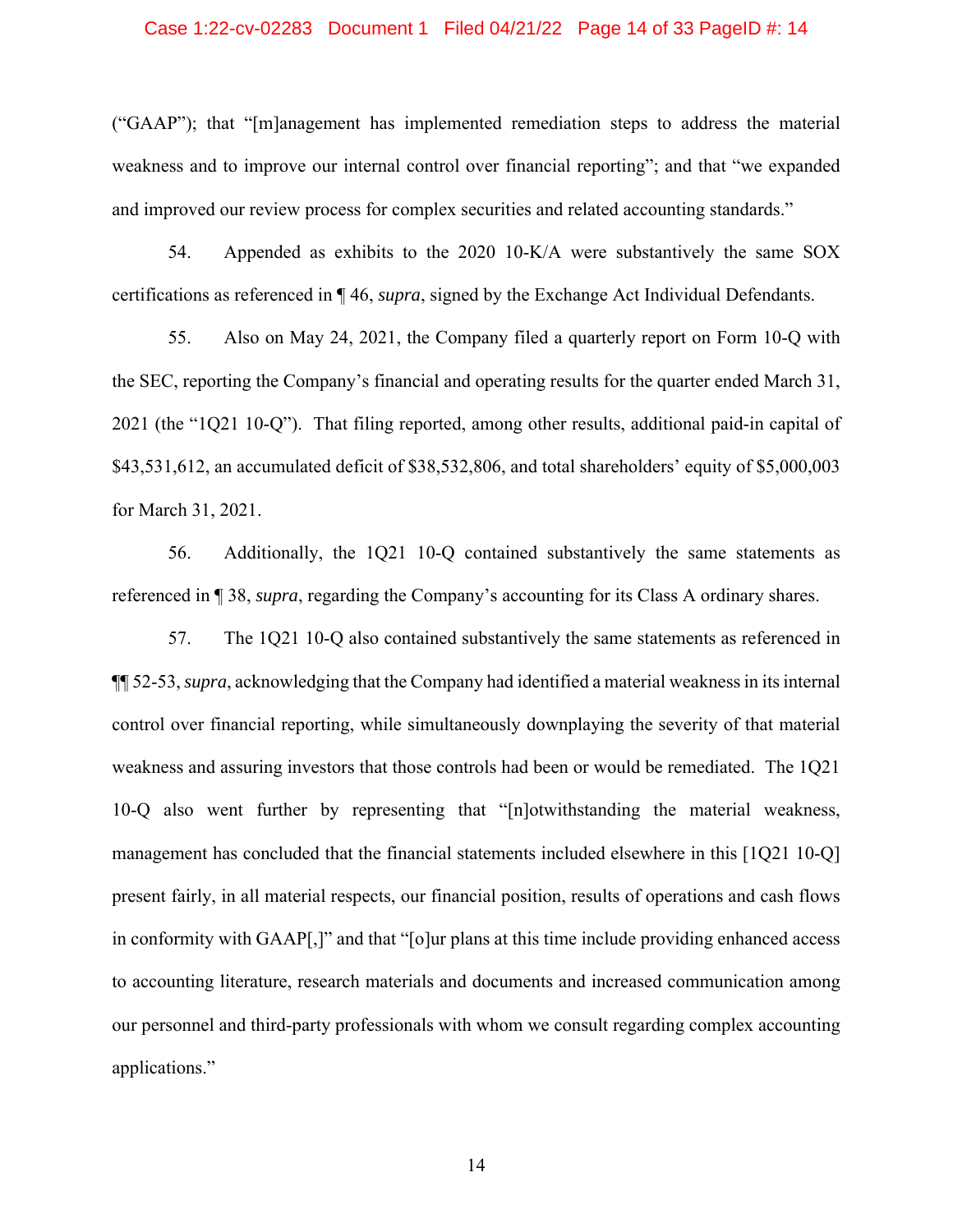("GAAP"); that "[m]anagement has implemented remediation steps to address the material weakness and to improve our internal control over financial reporting"; and that "we expanded and improved our review process for complex securities and related accounting standards."

54. Appended as exhibits to the 2020 10-K/A were substantively the same SOX certifications as referenced in ¶ 46, *supra*, signed by the Exchange Act Individual Defendants.

55. Also on May 24, 2021, the Company filed a quarterly report on Form 10-Q with the SEC, reporting the Company's financial and operating results for the quarter ended March 31, 2021 (the "1Q21 10-Q"). That filing reported, among other results, additional paid-in capital of $43,531,612, an accumulated deficit of $38,532,806, and total shareholders' equity of $5,000,003 for March 31, 2021.

56. Additionally, the 1Q21 10-Q contained substantively the same statements as referenced in ¶ 38, *supra*, regarding the Company's accounting for its Class A ordinary shares.

57. The 1Q21 10-Q also contained substantively the same statements as referenced in ¶¶ 52-53, *supra*, acknowledging that the Company had identified a material weakness in its internal control over financial reporting, while simultaneously downplaying the severity of that material weakness and assuring investors that those controls had been or would be remediated. The 1Q21 10-Q also went further by representing that "[n]otwithstanding the material weakness, management has concluded that the financial statements included elsewhere in this [1Q21 10-Q] present fairly, in all material respects, our financial position, results of operations and cash flows in conformity with GAAP[,]" and that "[o]ur plans at this time include providing enhanced access to accounting literature, research materials and documents and increased communication among our personnel and third-party professionals with whom we consult regarding complex accounting applications."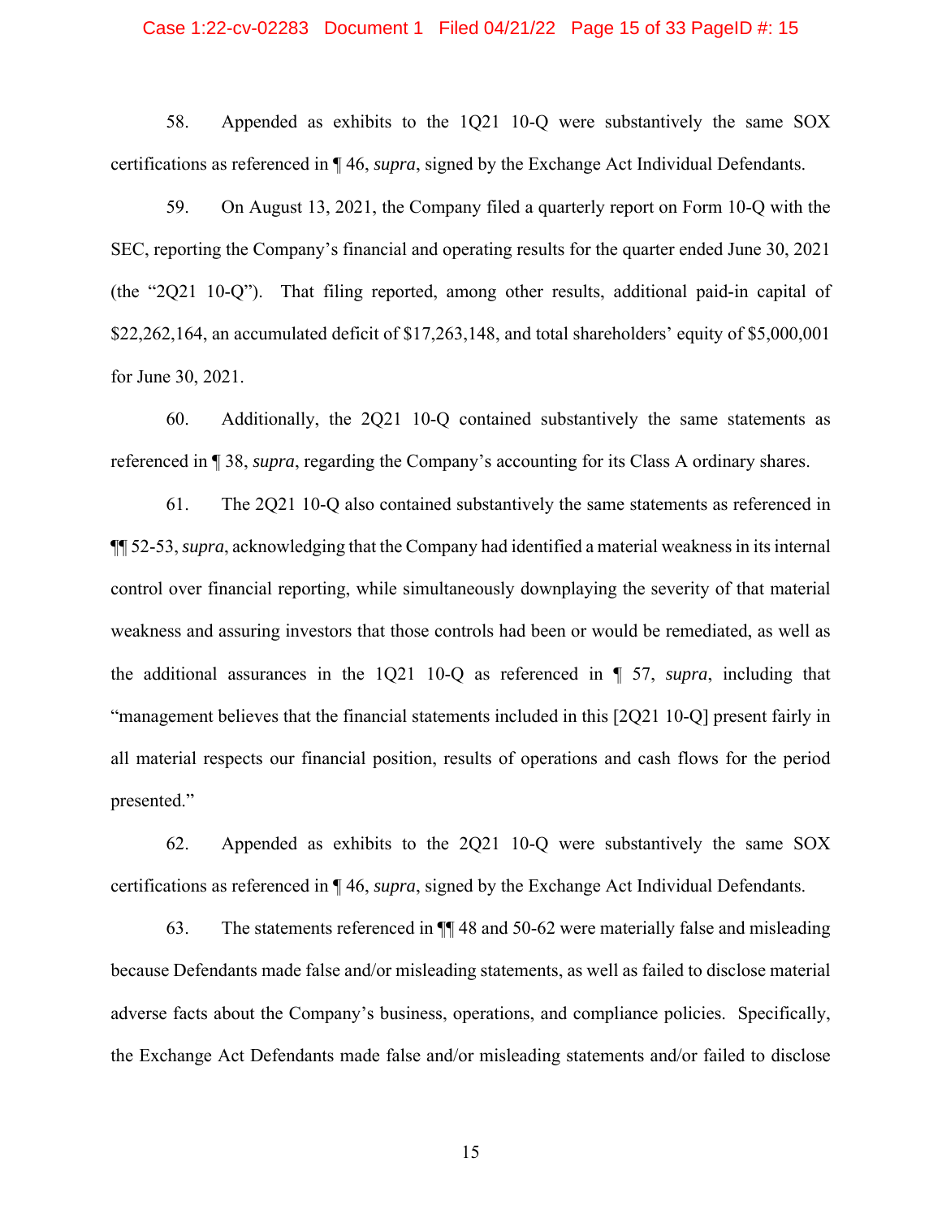58. Appended as exhibits to the 1Q21 10-Q were substantively the same SOX certifications as referenced in ¶ 46, *supra*, signed by the Exchange Act Individual Defendants.

59. On August 13, 2021, the Company filed a quarterly report on Form 10-Q with the SEC, reporting the Company's financial and operating results for the quarter ended June 30, 2021 (the "2Q21 10-Q"). That filing reported, among other results, additional paid-in capital of $22,262,164, an accumulated deficit of $17,263,148, and total shareholders' equity of $5,000,001 for June 30, 2021.

60. Additionally, the 2Q21 10-Q contained substantively the same statements as referenced in ¶ 38, *supra*, regarding the Company's accounting for its Class A ordinary shares.

61. The 2Q21 10-Q also contained substantively the same statements as referenced in ¶¶ 52-53, *supra*, acknowledging that the Company had identified a material weakness in its internal control over financial reporting, while simultaneously downplaying the severity of that material weakness and assuring investors that those controls had been or would be remediated, as well as the additional assurances in the 1Q21 10-Q as referenced in ¶ 57, *supra*, including that "management believes that the financial statements included in this [2Q21 10-Q] present fairly in all material respects our financial position, results of operations and cash flows for the period presented."

62. Appended as exhibits to the 2Q21 10-Q were substantively the same SOX certifications as referenced in ¶ 46, *supra*, signed by the Exchange Act Individual Defendants.

63. The statements referenced in ¶¶ 48 and 50-62 were materially false and misleading because Defendants made false and/or misleading statements, as well as failed to disclose material adverse facts about the Company's business, operations, and compliance policies. Specifically, the Exchange Act Defendants made false and/or misleading statements and/or failed to disclose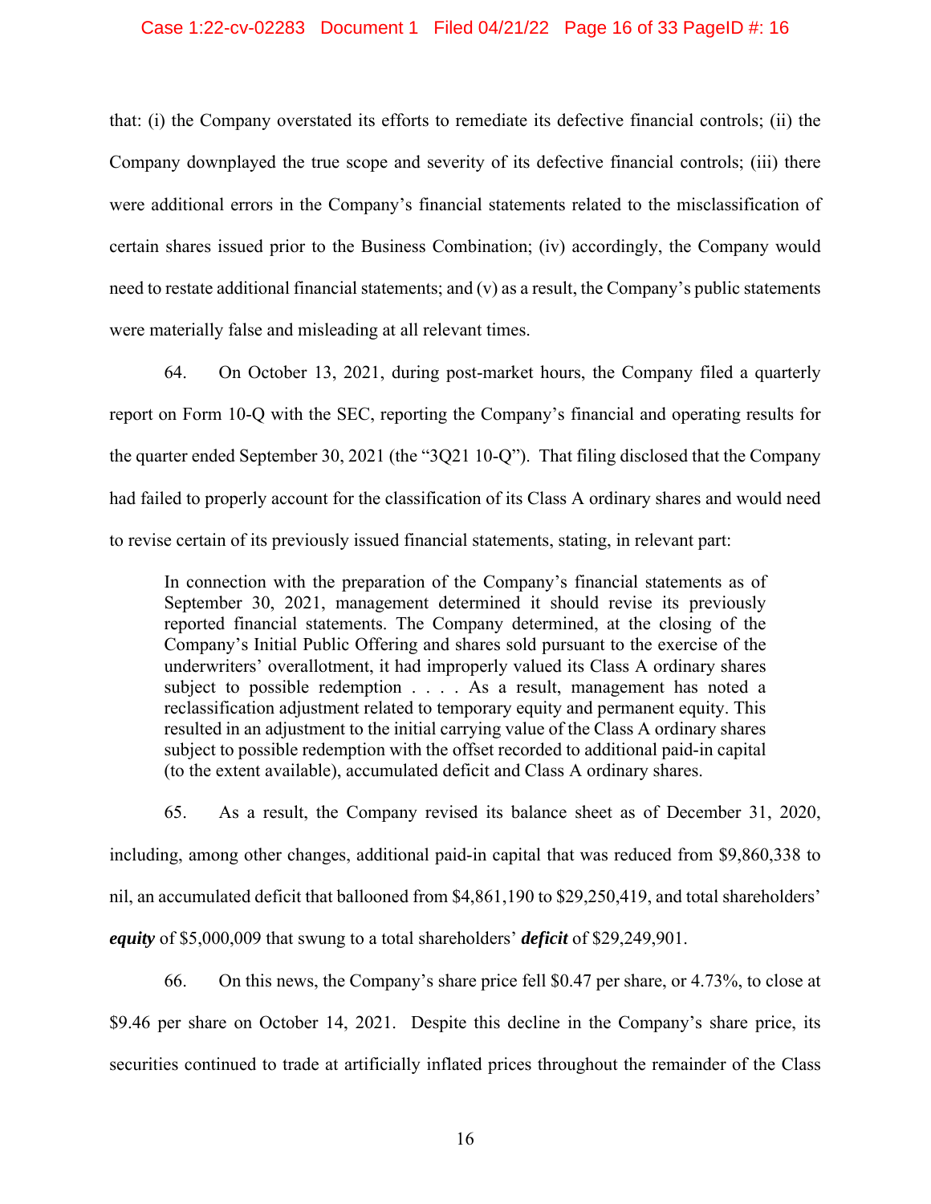that: (i) the Company overstated its efforts to remediate its defective financial controls; (ii) the Company downplayed the true scope and severity of its defective financial controls; (iii) there were additional errors in the Company's financial statements related to the misclassification of certain shares issued prior to the Business Combination; (iv) accordingly, the Company would need to restate additional financial statements; and (v) as a result, the Company's public statements were materially false and misleading at all relevant times.

64. On October 13, 2021, during post-market hours, the Company filed a quarterly report on Form 10-Q with the SEC, reporting the Company's financial and operating results for the quarter ended September 30, 2021 (the "3Q21 10-Q"). That filing disclosed that the Company had failed to properly account for the classification of its Class A ordinary shares and would need to revise certain of its previously issued financial statements, stating, in relevant part:

> In connection with the preparation of the Company's financial statements as of September 30, 2021, management determined it should revise its previously reported financial statements. The Company determined, at the closing of the Company's Initial Public Offering and shares sold pursuant to the exercise of the underwriters' overallotment, it had improperly valued its Class A ordinary shares subject to possible redemption . . . . As a result, management has noted a reclassification adjustment related to temporary equity and permanent equity. This resulted in an adjustment to the initial carrying value of the Class A ordinary shares subject to possible redemption with the offset recorded to additional paid-in capital (to the extent available), accumulated deficit and Class A ordinary shares.

65. As a result, the Company revised its balance sheet as of December 31, 2020, including, among other changes, additional paid-in capital that was reduced from $9,860,338 to nil, an accumulated deficit that ballooned from $4,861,190 to $29,250,419, and total shareholders' ***equity*** of $5,000,009 that swung to a total shareholders' ***deficit*** of $29,249,901.

66. On this news, the Company's share price fell $0.47 per share, or 4.73%, to close at $9.46 per share on October 14, 2021. Despite this decline in the Company's share price, its securities continued to trade at artificially inflated prices throughout the remainder of the Class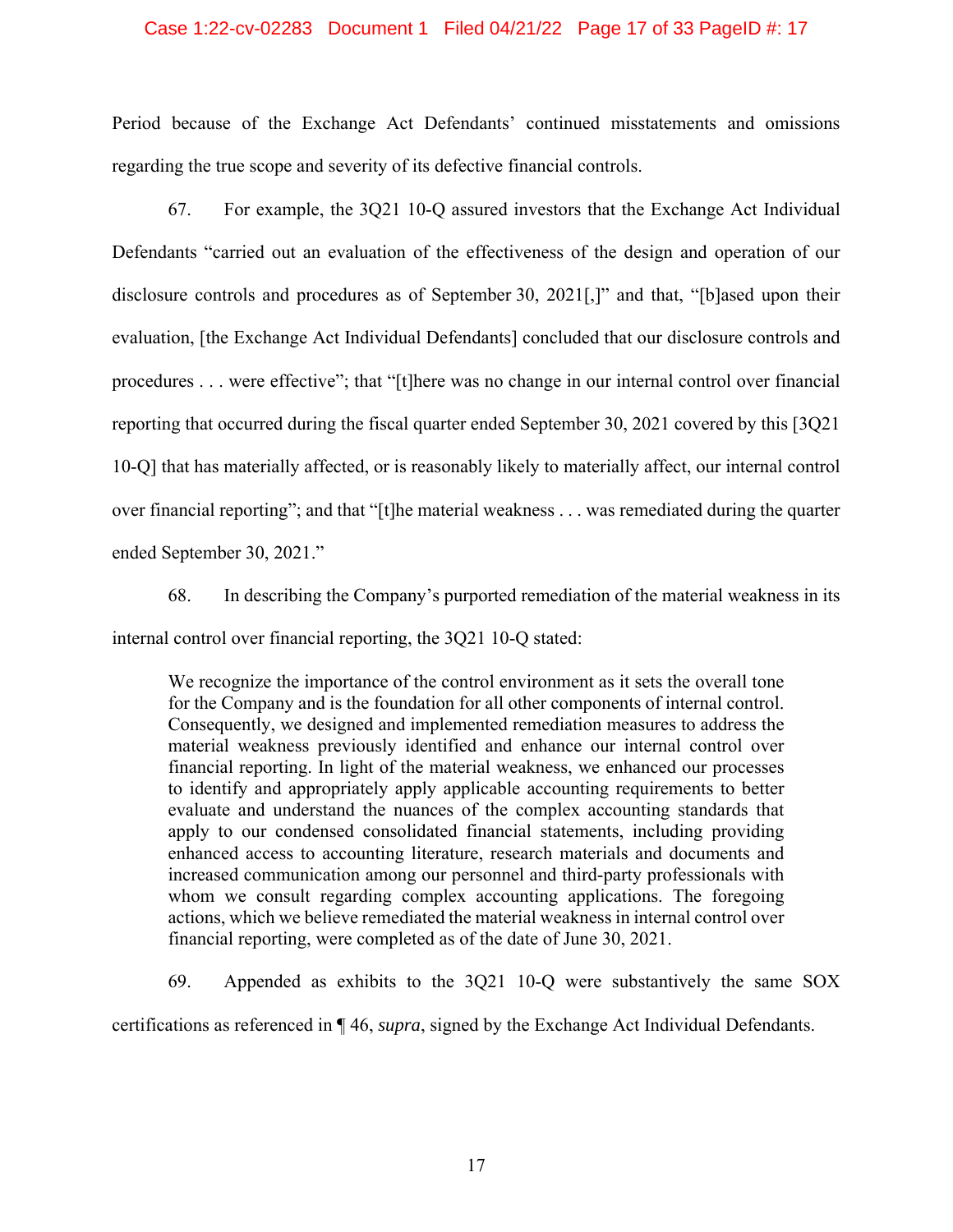Period because of the Exchange Act Defendants' continued misstatements and omissions regarding the true scope and severity of its defective financial controls.

67. For example, the 3Q21 10-Q assured investors that the Exchange Act Individual Defendants "carried out an evaluation of the effectiveness of the design and operation of our disclosure controls and procedures as of September 30, 2021[,]" and that, "[b]ased upon their evaluation, [the Exchange Act Individual Defendants] concluded that our disclosure controls and procedures . . . were effective"; that "[t]here was no change in our internal control over financial reporting that occurred during the fiscal quarter ended September 30, 2021 covered by this [3Q21 10-Q] that has materially affected, or is reasonably likely to materially affect, our internal control over financial reporting"; and that "[t]he material weakness . . . was remediated during the quarter ended September 30, 2021."

68. In describing the Company's purported remediation of the material weakness in its internal control over financial reporting, the 3Q21 10-Q stated:

> We recognize the importance of the control environment as it sets the overall tone for the Company and is the foundation for all other components of internal control. Consequently, we designed and implemented remediation measures to address the material weakness previously identified and enhance our internal control over financial reporting. In light of the material weakness, we enhanced our processes to identify and appropriately apply applicable accounting requirements to better evaluate and understand the nuances of the complex accounting standards that apply to our condensed consolidated financial statements, including providing enhanced access to accounting literature, research materials and documents and increased communication among our personnel and third-party professionals with whom we consult regarding complex accounting applications. The foregoing actions, which we believe remediated the material weakness in internal control over financial reporting, were completed as of the date of June 30, 2021.

69. Appended as exhibits to the 3Q21 10-Q were substantively the same SOX certifications as referenced in ¶ 46, *supra*, signed by the Exchange Act Individual Defendants.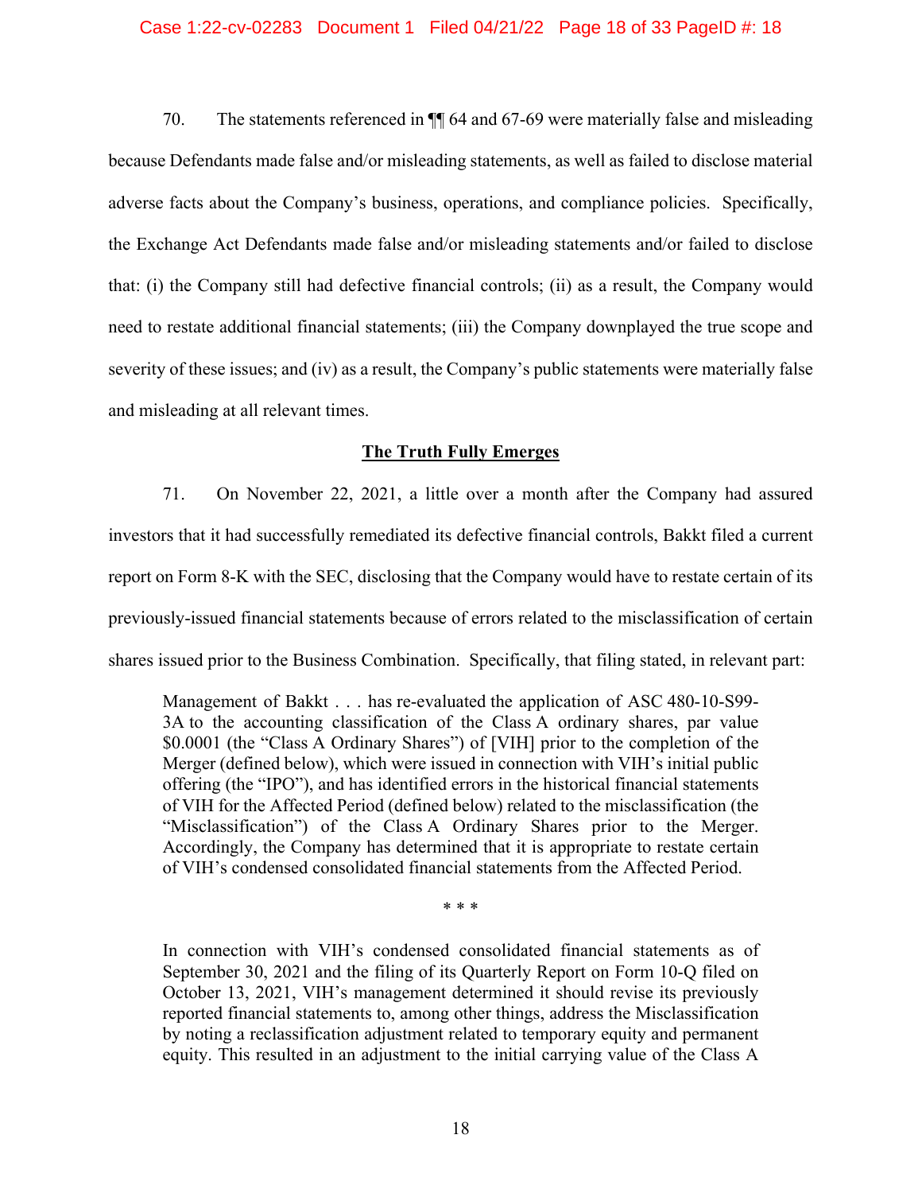70. The statements referenced in ¶¶ 64 and 67-69 were materially false and misleading because Defendants made false and/or misleading statements, as well as failed to disclose material adverse facts about the Company's business, operations, and compliance policies. Specifically, the Exchange Act Defendants made false and/or misleading statements and/or failed to disclose that: (i) the Company still had defective financial controls; (ii) as a result, the Company would need to restate additional financial statements; (iii) the Company downplayed the true scope and severity of these issues; and (iv) as a result, the Company's public statements were materially false and misleading at all relevant times.

## The Truth Fully Emerges

71. On November 22, 2021, a little over a month after the Company had assured investors that it had successfully remediated its defective financial controls, Bakkt filed a current report on Form 8-K with the SEC, disclosing that the Company would have to restate certain of its previously-issued financial statements because of errors related to the misclassification of certain shares issued prior to the Business Combination. Specifically, that filing stated, in relevant part:

> Management of Bakkt . . . has re-evaluated the application of ASC 480-10-S99-3A to the accounting classification of the Class A ordinary shares, par value $0.0001 (the "Class A Ordinary Shares") of [VIH] prior to the completion of the Merger (defined below), which were issued in connection with VIH's initial public offering (the "IPO"), and has identified errors in the historical financial statements of VIH for the Affected Period (defined below) related to the misclassification (the "Misclassification") of the Class A Ordinary Shares prior to the Merger. Accordingly, the Company has determined that it is appropriate to restate certain of VIH's condensed consolidated financial statements from the Affected Period.
>
> \* \* \*
>
> In connection with VIH's condensed consolidated financial statements as of September 30, 2021 and the filing of its Quarterly Report on Form 10-Q filed on October 13, 2021, VIH's management determined it should revise its previously reported financial statements to, among other things, address the Misclassification by noting a reclassification adjustment related to temporary equity and permanent equity. This resulted in an adjustment to the initial carrying value of the Class A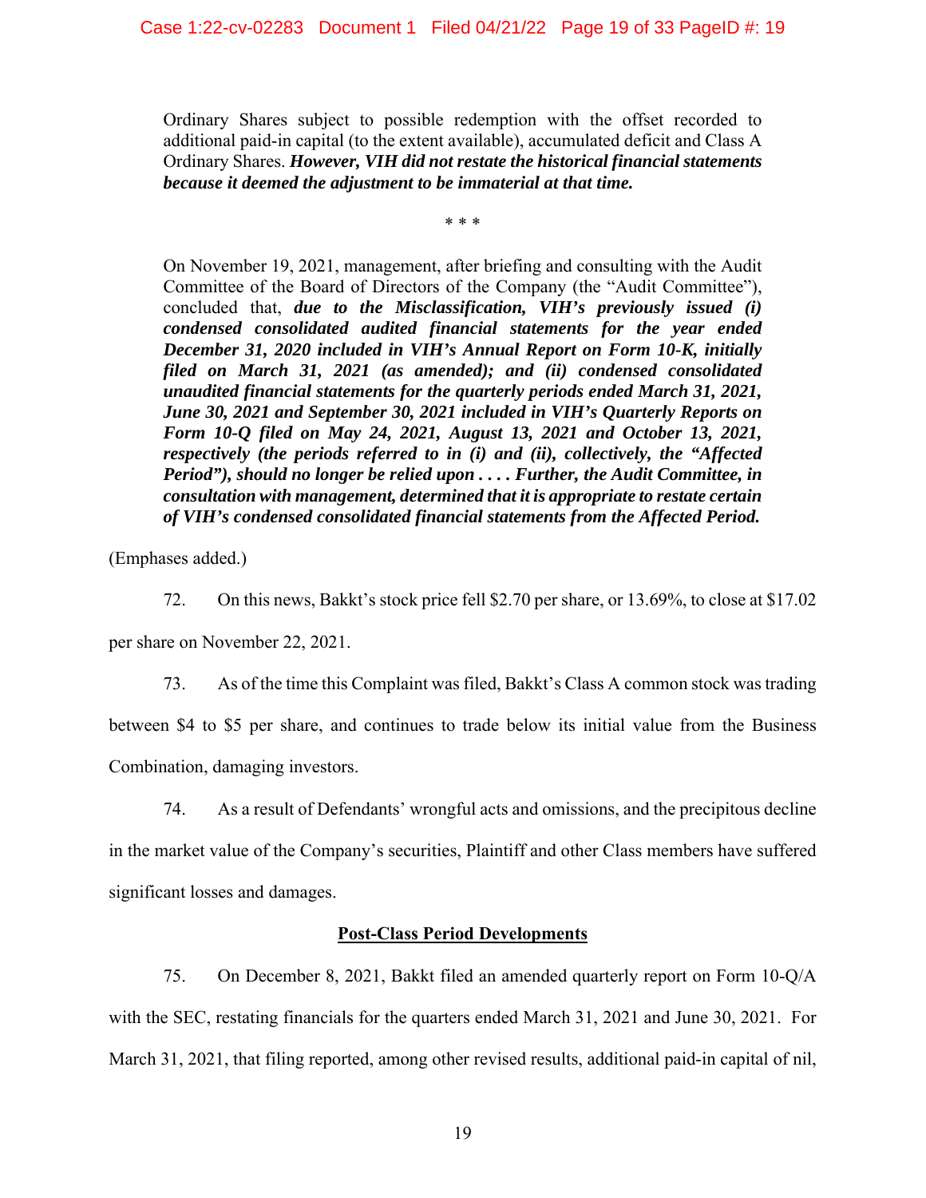> Ordinary Shares subject to possible redemption with the offset recorded to additional paid-in capital (to the extent available), accumulated deficit and Class A Ordinary Shares. ***However, VIH did not restate the historical financial statements because it deemed the adjustment to be immaterial at that time.***
>
> \* \* \*
>
> On November 19, 2021, management, after briefing and consulting with the Audit Committee of the Board of Directors of the Company (the "Audit Committee"), concluded that, ***due to the Misclassification, VIH's previously issued (i) condensed consolidated audited financial statements for the year ended December 31, 2020 included in VIH's Annual Report on Form 10-K, initially filed on March 31, 2021 (as amended); and (ii) condensed consolidated unaudited financial statements for the quarterly periods ended March 31, 2021, June 30, 2021 and September 30, 2021 included in VIH's Quarterly Reports on Form 10-Q filed on May 24, 2021, August 13, 2021 and October 13, 2021, respectively (the periods referred to in (i) and (ii), collectively, the "Affected Period"), should no longer be relied upon . . . . Further, the Audit Committee, in consultation with management, determined that it is appropriate to restate certain of VIH's condensed consolidated financial statements from the Affected Period.***

(Emphases added.)

72. On this news, Bakkt's stock price fell $2.70 per share, or 13.69%, to close at $17.02 per share on November 22, 2021.

73. As of the time this Complaint was filed, Bakkt's Class A common stock was trading between $4 to $5 per share, and continues to trade below its initial value from the Business Combination, damaging investors.

74. As a result of Defendants' wrongful acts and omissions, and the precipitous decline in the market value of the Company's securities, Plaintiff and other Class members have suffered significant losses and damages.

## Post-Class Period Developments

75. On December 8, 2021, Bakkt filed an amended quarterly report on Form 10-Q/A with the SEC, restating financials for the quarters ended March 31, 2021 and June 30, 2021. For March 31, 2021, that filing reported, among other revised results, additional paid-in capital of nil,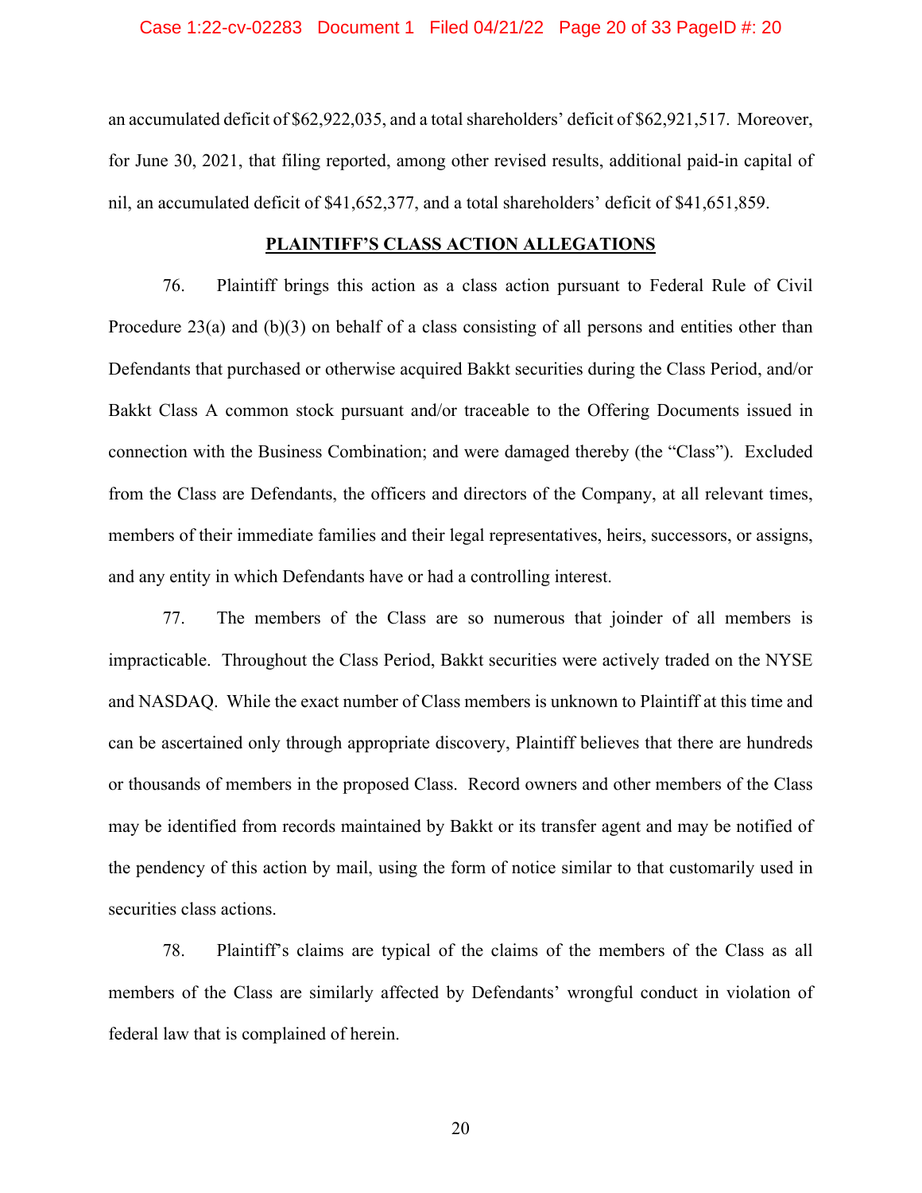an accumulated deficit of $62,922,035, and a total shareholders' deficit of $62,921,517. Moreover, for June 30, 2021, that filing reported, among other revised results, additional paid-in capital of nil, an accumulated deficit of $41,652,377, and a total shareholders' deficit of $41,651,859.

## PLAINTIFF'S CLASS ACTION ALLEGATIONS

76. Plaintiff brings this action as a class action pursuant to Federal Rule of Civil Procedure 23(a) and (b)(3) on behalf of a class consisting of all persons and entities other than Defendants that purchased or otherwise acquired Bakkt securities during the Class Period, and/or Bakkt Class A common stock pursuant and/or traceable to the Offering Documents issued in connection with the Business Combination; and were damaged thereby (the "Class"). Excluded from the Class are Defendants, the officers and directors of the Company, at all relevant times, members of their immediate families and their legal representatives, heirs, successors, or assigns, and any entity in which Defendants have or had a controlling interest.

77. The members of the Class are so numerous that joinder of all members is impracticable. Throughout the Class Period, Bakkt securities were actively traded on the NYSE and NASDAQ. While the exact number of Class members is unknown to Plaintiff at this time and can be ascertained only through appropriate discovery, Plaintiff believes that there are hundreds or thousands of members in the proposed Class. Record owners and other members of the Class may be identified from records maintained by Bakkt or its transfer agent and may be notified of the pendency of this action by mail, using the form of notice similar to that customarily used in securities class actions.

78. Plaintiff's claims are typical of the claims of the members of the Class as all members of the Class are similarly affected by Defendants' wrongful conduct in violation of federal law that is complained of herein.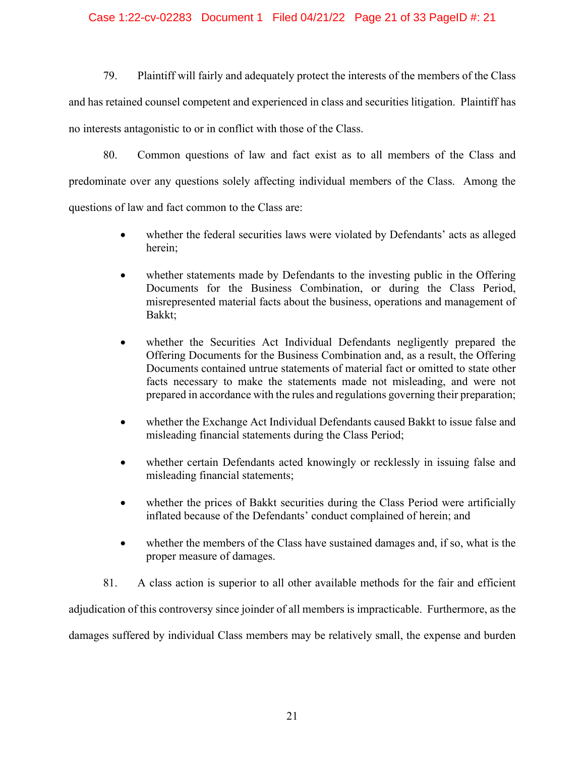79. Plaintiff will fairly and adequately protect the interests of the members of the Class and has retained counsel competent and experienced in class and securities litigation. Plaintiff has no interests antagonistic to or in conflict with those of the Class.

80. Common questions of law and fact exist as to all members of the Class and predominate over any questions solely affecting individual members of the Class. Among the questions of law and fact common to the Class are:

- whether the federal securities laws were violated by Defendants' acts as alleged herein;
- whether statements made by Defendants to the investing public in the Offering Documents for the Business Combination, or during the Class Period, misrepresented material facts about the business, operations and management of Bakkt;
- whether the Securities Act Individual Defendants negligently prepared the Offering Documents for the Business Combination and, as a result, the Offering Documents contained untrue statements of material fact or omitted to state other facts necessary to make the statements made not misleading, and were not prepared in accordance with the rules and regulations governing their preparation;
- whether the Exchange Act Individual Defendants caused Bakkt to issue false and misleading financial statements during the Class Period;
- whether certain Defendants acted knowingly or recklessly in issuing false and misleading financial statements;
- whether the prices of Bakkt securities during the Class Period were artificially inflated because of the Defendants' conduct complained of herein; and
- whether the members of the Class have sustained damages and, if so, what is the proper measure of damages.

81. A class action is superior to all other available methods for the fair and efficient adjudication of this controversy since joinder of all members is impracticable. Furthermore, as the damages suffered by individual Class members may be relatively small, the expense and burden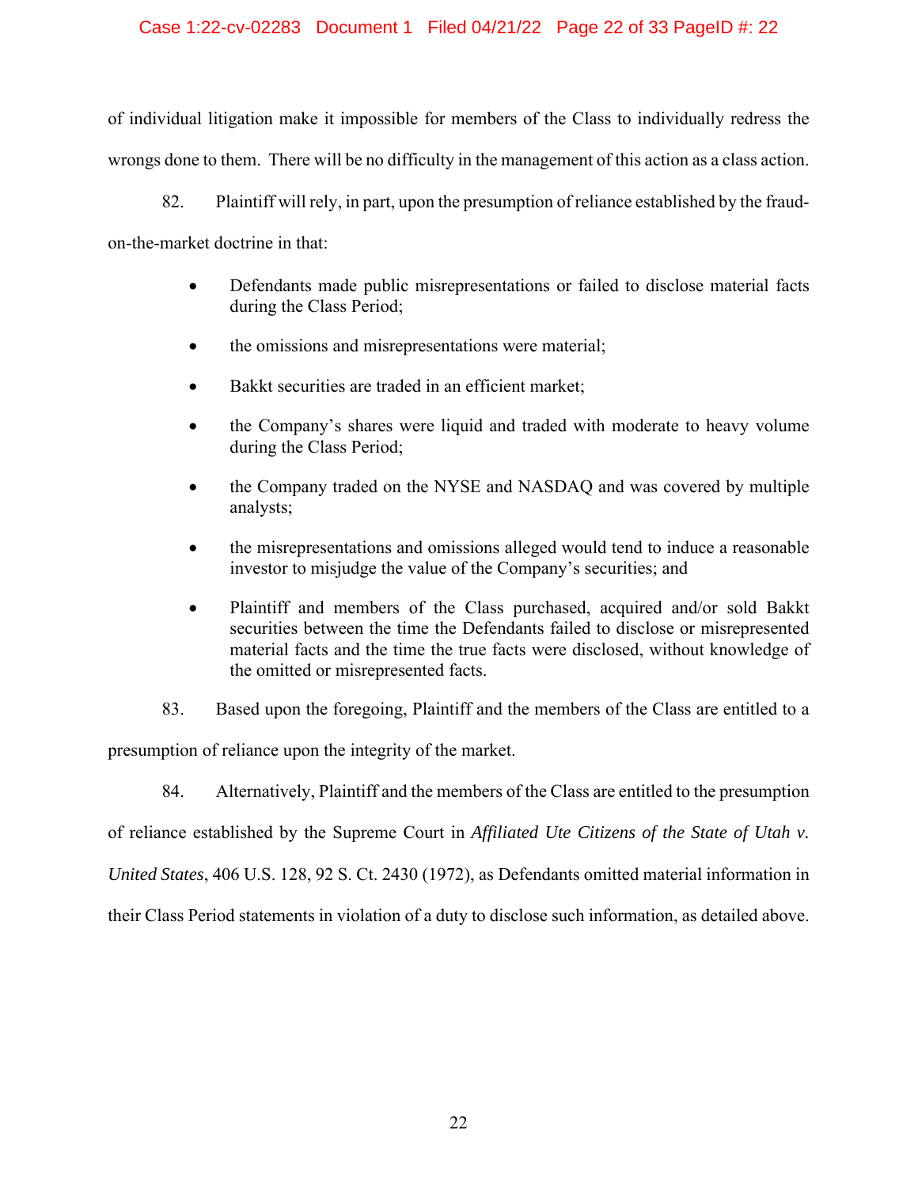of individual litigation make it impossible for members of the Class to individually redress the wrongs done to them. There will be no difficulty in the management of this action as a class action.

82. Plaintiff will rely, in part, upon the presumption of reliance established by the fraud-on-the-market doctrine in that:

- Defendants made public misrepresentations or failed to disclose material facts during the Class Period;
- the omissions and misrepresentations were material;
- Bakkt securities are traded in an efficient market;
- the Company's shares were liquid and traded with moderate to heavy volume during the Class Period;
- the Company traded on the NYSE and NASDAQ and was covered by multiple analysts;
- the misrepresentations and omissions alleged would tend to induce a reasonable investor to misjudge the value of the Company's securities; and
- Plaintiff and members of the Class purchased, acquired and/or sold Bakkt securities between the time the Defendants failed to disclose or misrepresented material facts and the time the true facts were disclosed, without knowledge of the omitted or misrepresented facts.

83. Based upon the foregoing, Plaintiff and the members of the Class are entitled to a presumption of reliance upon the integrity of the market.

84. Alternatively, Plaintiff and the members of the Class are entitled to the presumption of reliance established by the Supreme Court in *Affiliated Ute Citizens of the State of Utah v. United States*, 406 U.S. 128, 92 S. Ct. 2430 (1972), as Defendants omitted material information in their Class Period statements in violation of a duty to disclose such information, as detailed above.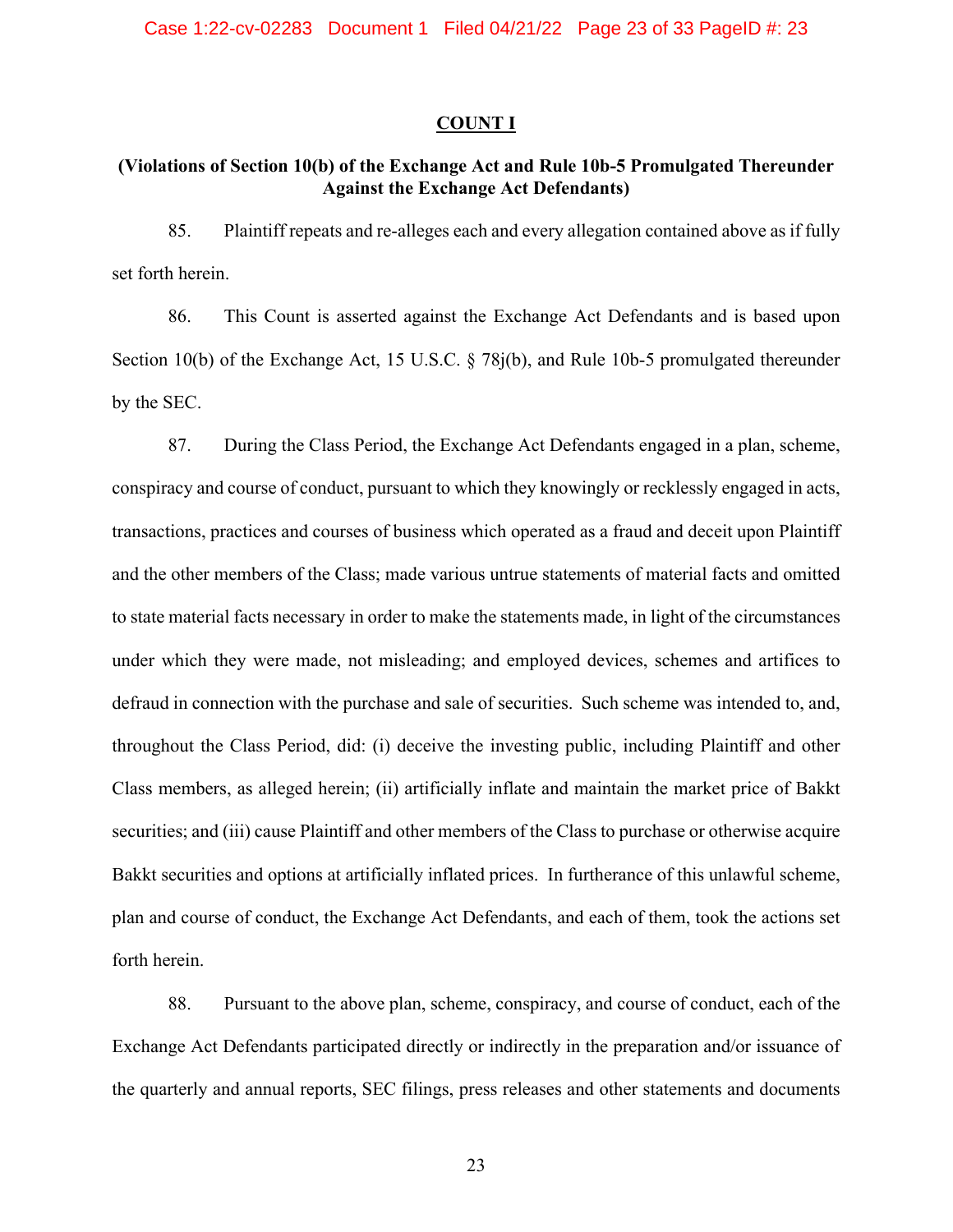## COUNT I

### (Violations of Section 10(b) of the Exchange Act and Rule 10b-5 Promulgated Thereunder Against the Exchange Act Defendants)

85. Plaintiff repeats and re-alleges each and every allegation contained above as if fully set forth herein.

86. This Count is asserted against the Exchange Act Defendants and is based upon Section 10(b) of the Exchange Act, 15 U.S.C. § 78j(b), and Rule 10b-5 promulgated thereunder by the SEC.

87. During the Class Period, the Exchange Act Defendants engaged in a plan, scheme, conspiracy and course of conduct, pursuant to which they knowingly or recklessly engaged in acts, transactions, practices and courses of business which operated as a fraud and deceit upon Plaintiff and the other members of the Class; made various untrue statements of material facts and omitted to state material facts necessary in order to make the statements made, in light of the circumstances under which they were made, not misleading; and employed devices, schemes and artifices to defraud in connection with the purchase and sale of securities. Such scheme was intended to, and, throughout the Class Period, did: (i) deceive the investing public, including Plaintiff and other Class members, as alleged herein; (ii) artificially inflate and maintain the market price of Bakkt securities; and (iii) cause Plaintiff and other members of the Class to purchase or otherwise acquire Bakkt securities and options at artificially inflated prices. In furtherance of this unlawful scheme, plan and course of conduct, the Exchange Act Defendants, and each of them, took the actions set forth herein.

88. Pursuant to the above plan, scheme, conspiracy, and course of conduct, each of the Exchange Act Defendants participated directly or indirectly in the preparation and/or issuance of the quarterly and annual reports, SEC filings, press releases and other statements and documents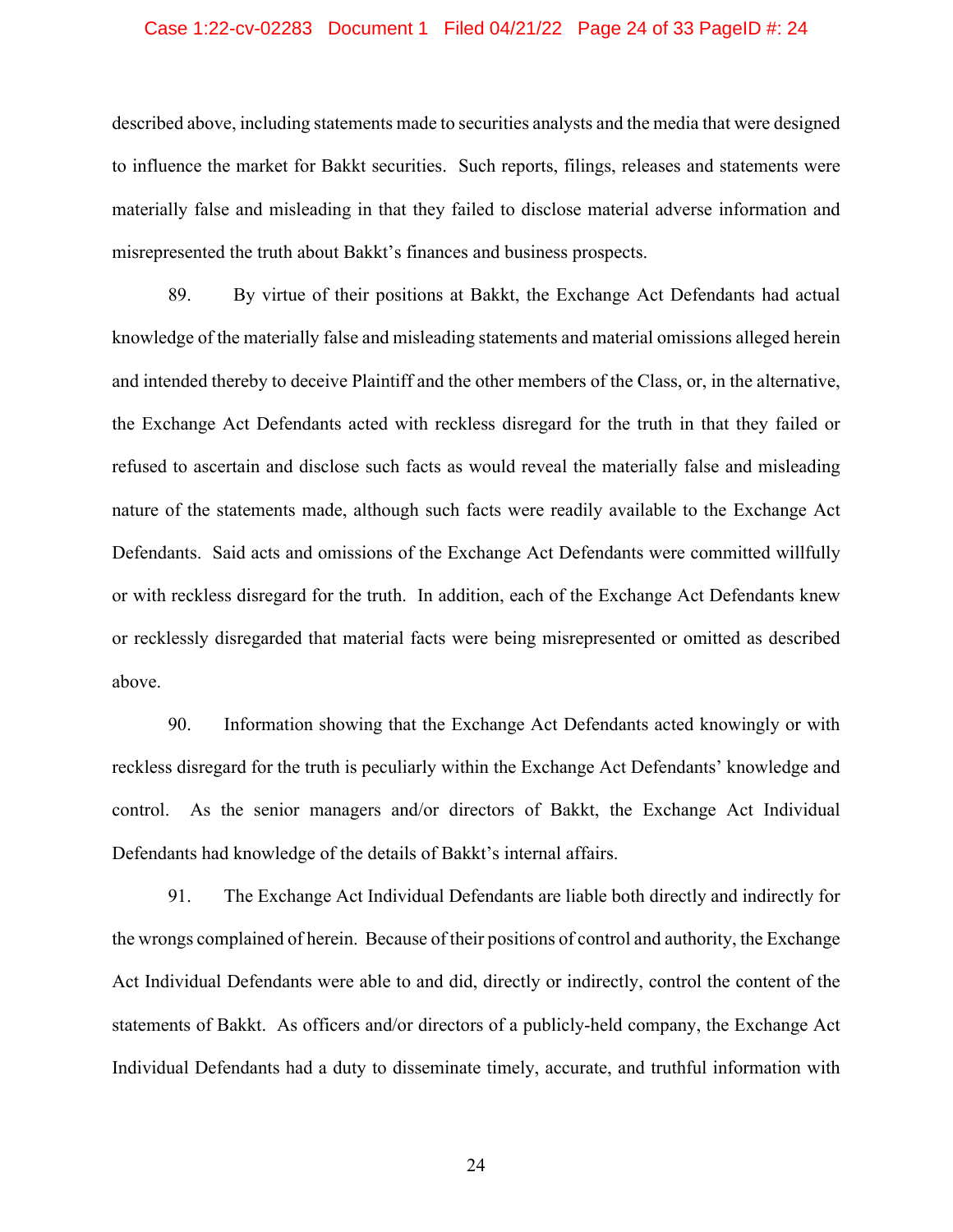described above, including statements made to securities analysts and the media that were designed to influence the market for Bakkt securities. Such reports, filings, releases and statements were materially false and misleading in that they failed to disclose material adverse information and misrepresented the truth about Bakkt's finances and business prospects.

89. By virtue of their positions at Bakkt, the Exchange Act Defendants had actual knowledge of the materially false and misleading statements and material omissions alleged herein and intended thereby to deceive Plaintiff and the other members of the Class, or, in the alternative, the Exchange Act Defendants acted with reckless disregard for the truth in that they failed or refused to ascertain and disclose such facts as would reveal the materially false and misleading nature of the statements made, although such facts were readily available to the Exchange Act Defendants. Said acts and omissions of the Exchange Act Defendants were committed willfully or with reckless disregard for the truth. In addition, each of the Exchange Act Defendants knew or recklessly disregarded that material facts were being misrepresented or omitted as described above.

90. Information showing that the Exchange Act Defendants acted knowingly or with reckless disregard for the truth is peculiarly within the Exchange Act Defendants' knowledge and control. As the senior managers and/or directors of Bakkt, the Exchange Act Individual Defendants had knowledge of the details of Bakkt's internal affairs.

91. The Exchange Act Individual Defendants are liable both directly and indirectly for the wrongs complained of herein. Because of their positions of control and authority, the Exchange Act Individual Defendants were able to and did, directly or indirectly, control the content of the statements of Bakkt. As officers and/or directors of a publicly-held company, the Exchange Act Individual Defendants had a duty to disseminate timely, accurate, and truthful information with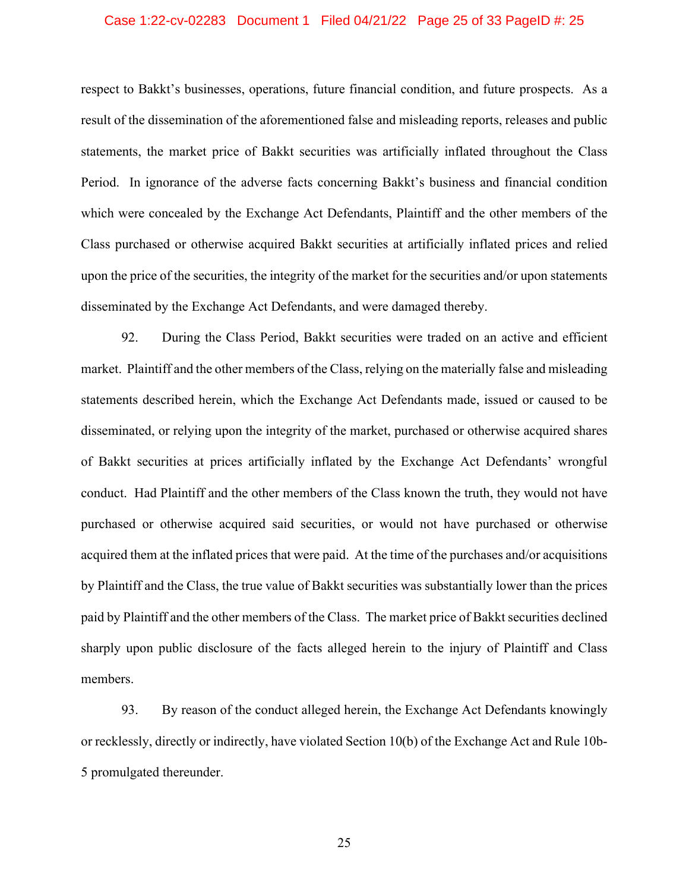respect to Bakkt's businesses, operations, future financial condition, and future prospects. As a result of the dissemination of the aforementioned false and misleading reports, releases and public statements, the market price of Bakkt securities was artificially inflated throughout the Class Period. In ignorance of the adverse facts concerning Bakkt's business and financial condition which were concealed by the Exchange Act Defendants, Plaintiff and the other members of the Class purchased or otherwise acquired Bakkt securities at artificially inflated prices and relied upon the price of the securities, the integrity of the market for the securities and/or upon statements disseminated by the Exchange Act Defendants, and were damaged thereby.

92. During the Class Period, Bakkt securities were traded on an active and efficient market. Plaintiff and the other members of the Class, relying on the materially false and misleading statements described herein, which the Exchange Act Defendants made, issued or caused to be disseminated, or relying upon the integrity of the market, purchased or otherwise acquired shares of Bakkt securities at prices artificially inflated by the Exchange Act Defendants' wrongful conduct. Had Plaintiff and the other members of the Class known the truth, they would not have purchased or otherwise acquired said securities, or would not have purchased or otherwise acquired them at the inflated prices that were paid. At the time of the purchases and/or acquisitions by Plaintiff and the Class, the true value of Bakkt securities was substantially lower than the prices paid by Plaintiff and the other members of the Class. The market price of Bakkt securities declined sharply upon public disclosure of the facts alleged herein to the injury of Plaintiff and Class members.

93. By reason of the conduct alleged herein, the Exchange Act Defendants knowingly or recklessly, directly or indirectly, have violated Section 10(b) of the Exchange Act and Rule 10b-5 promulgated thereunder.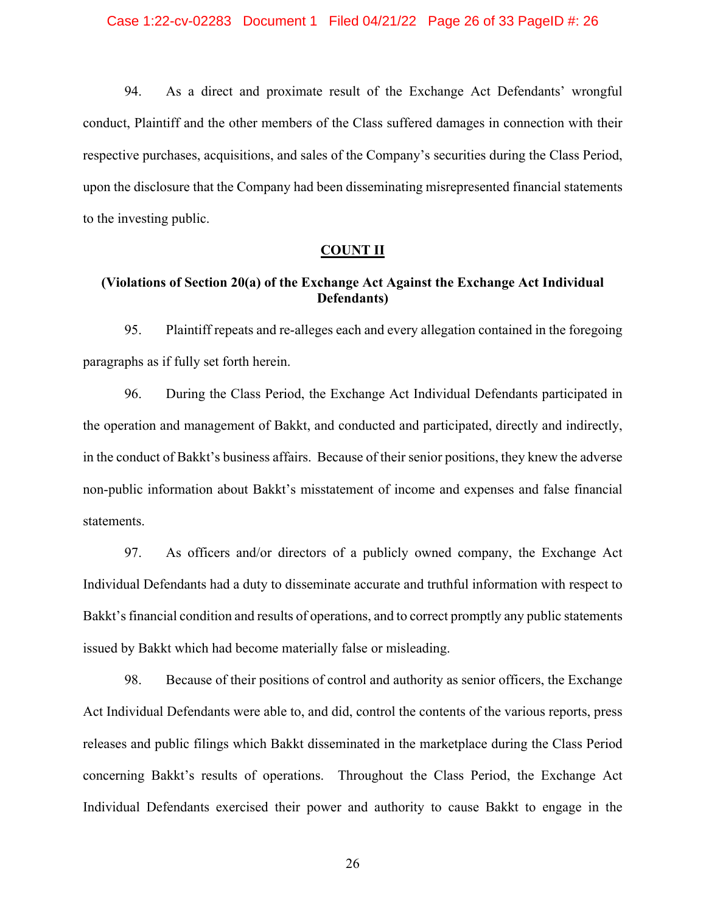94. As a direct and proximate result of the Exchange Act Defendants' wrongful conduct, Plaintiff and the other members of the Class suffered damages in connection with their respective purchases, acquisitions, and sales of the Company's securities during the Class Period, upon the disclosure that the Company had been disseminating misrepresented financial statements to the investing public.

## COUNT II

### (Violations of Section 20(a) of the Exchange Act Against the Exchange Act Individual Defendants)

95. Plaintiff repeats and re-alleges each and every allegation contained in the foregoing paragraphs as if fully set forth herein.

96. During the Class Period, the Exchange Act Individual Defendants participated in the operation and management of Bakkt, and conducted and participated, directly and indirectly, in the conduct of Bakkt's business affairs. Because of their senior positions, they knew the adverse non-public information about Bakkt's misstatement of income and expenses and false financial statements.

97. As officers and/or directors of a publicly owned company, the Exchange Act Individual Defendants had a duty to disseminate accurate and truthful information with respect to Bakkt's financial condition and results of operations, and to correct promptly any public statements issued by Bakkt which had become materially false or misleading.

98. Because of their positions of control and authority as senior officers, the Exchange Act Individual Defendants were able to, and did, control the contents of the various reports, press releases and public filings which Bakkt disseminated in the marketplace during the Class Period concerning Bakkt's results of operations. Throughout the Class Period, the Exchange Act Individual Defendants exercised their power and authority to cause Bakkt to engage in the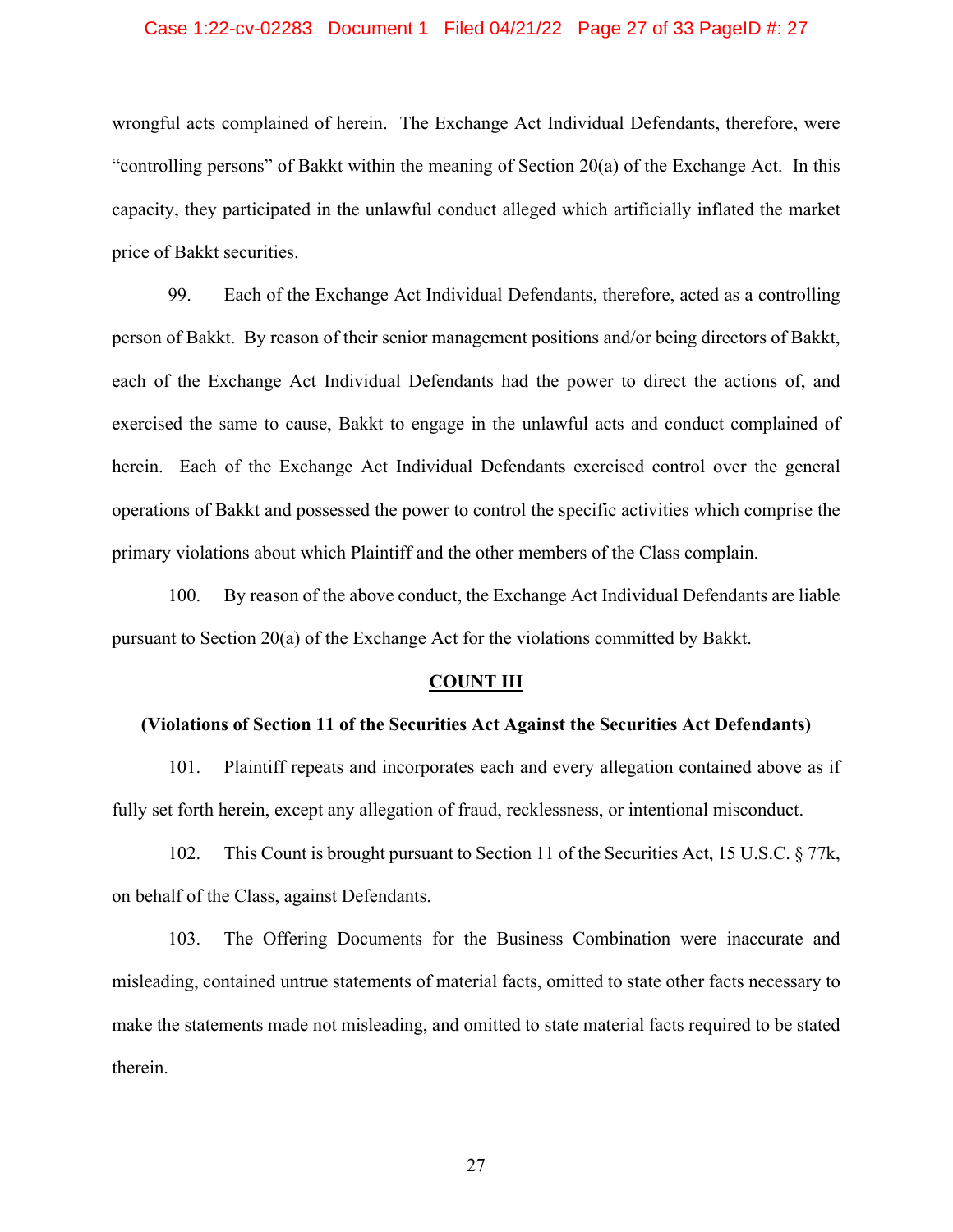wrongful acts complained of herein. The Exchange Act Individual Defendants, therefore, were "controlling persons" of Bakkt within the meaning of Section 20(a) of the Exchange Act. In this capacity, they participated in the unlawful conduct alleged which artificially inflated the market price of Bakkt securities.

99. Each of the Exchange Act Individual Defendants, therefore, acted as a controlling person of Bakkt. By reason of their senior management positions and/or being directors of Bakkt, each of the Exchange Act Individual Defendants had the power to direct the actions of, and exercised the same to cause, Bakkt to engage in the unlawful acts and conduct complained of herein. Each of the Exchange Act Individual Defendants exercised control over the general operations of Bakkt and possessed the power to control the specific activities which comprise the primary violations about which Plaintiff and the other members of the Class complain.

100. By reason of the above conduct, the Exchange Act Individual Defendants are liable pursuant to Section 20(a) of the Exchange Act for the violations committed by Bakkt.

## COUNT III

**(Violations of Section 11 of the Securities Act Against the Securities Act Defendants)**

101. Plaintiff repeats and incorporates each and every allegation contained above as if fully set forth herein, except any allegation of fraud, recklessness, or intentional misconduct.

102. This Count is brought pursuant to Section 11 of the Securities Act, 15 U.S.C. § 77k, on behalf of the Class, against Defendants.

103. The Offering Documents for the Business Combination were inaccurate and misleading, contained untrue statements of material facts, omitted to state other facts necessary to make the statements made not misleading, and omitted to state material facts required to be stated therein.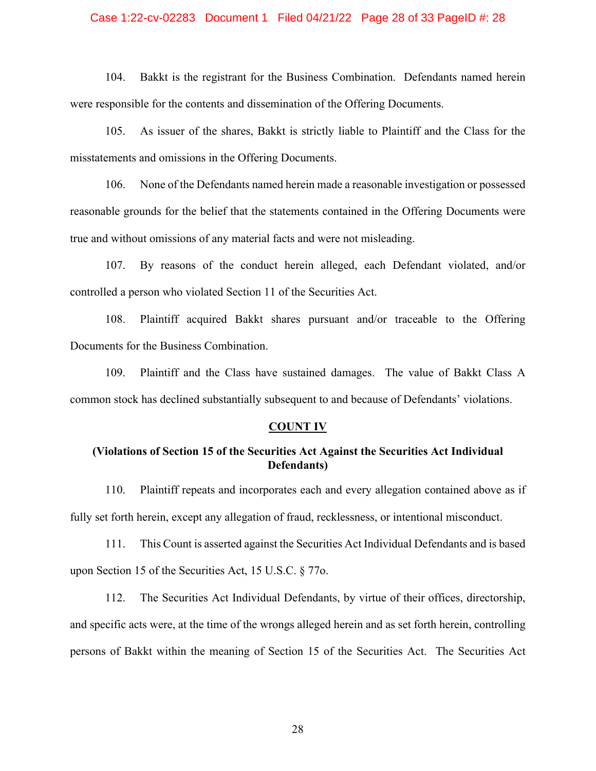104. Bakkt is the registrant for the Business Combination. Defendants named herein were responsible for the contents and dissemination of the Offering Documents.

105. As issuer of the shares, Bakkt is strictly liable to Plaintiff and the Class for the misstatements and omissions in the Offering Documents.

106. None of the Defendants named herein made a reasonable investigation or possessed reasonable grounds for the belief that the statements contained in the Offering Documents were true and without omissions of any material facts and were not misleading.

107. By reasons of the conduct herein alleged, each Defendant violated, and/or controlled a person who violated Section 11 of the Securities Act.

108. Plaintiff acquired Bakkt shares pursuant and/or traceable to the Offering Documents for the Business Combination.

109. Plaintiff and the Class have sustained damages. The value of Bakkt Class A common stock has declined substantially subsequent to and because of Defendants' violations.

**COUNT IV**

**(Violations of Section 15 of the Securities Act Against the Securities Act Individual Defendants)**

110. Plaintiff repeats and incorporates each and every allegation contained above as if fully set forth herein, except any allegation of fraud, recklessness, or intentional misconduct.

111. This Count is asserted against the Securities Act Individual Defendants and is based upon Section 15 of the Securities Act, 15 U.S.C. § 77o.

112. The Securities Act Individual Defendants, by virtue of their offices, directorship, and specific acts were, at the time of the wrongs alleged herein and as set forth herein, controlling persons of Bakkt within the meaning of Section 15 of the Securities Act. The Securities Act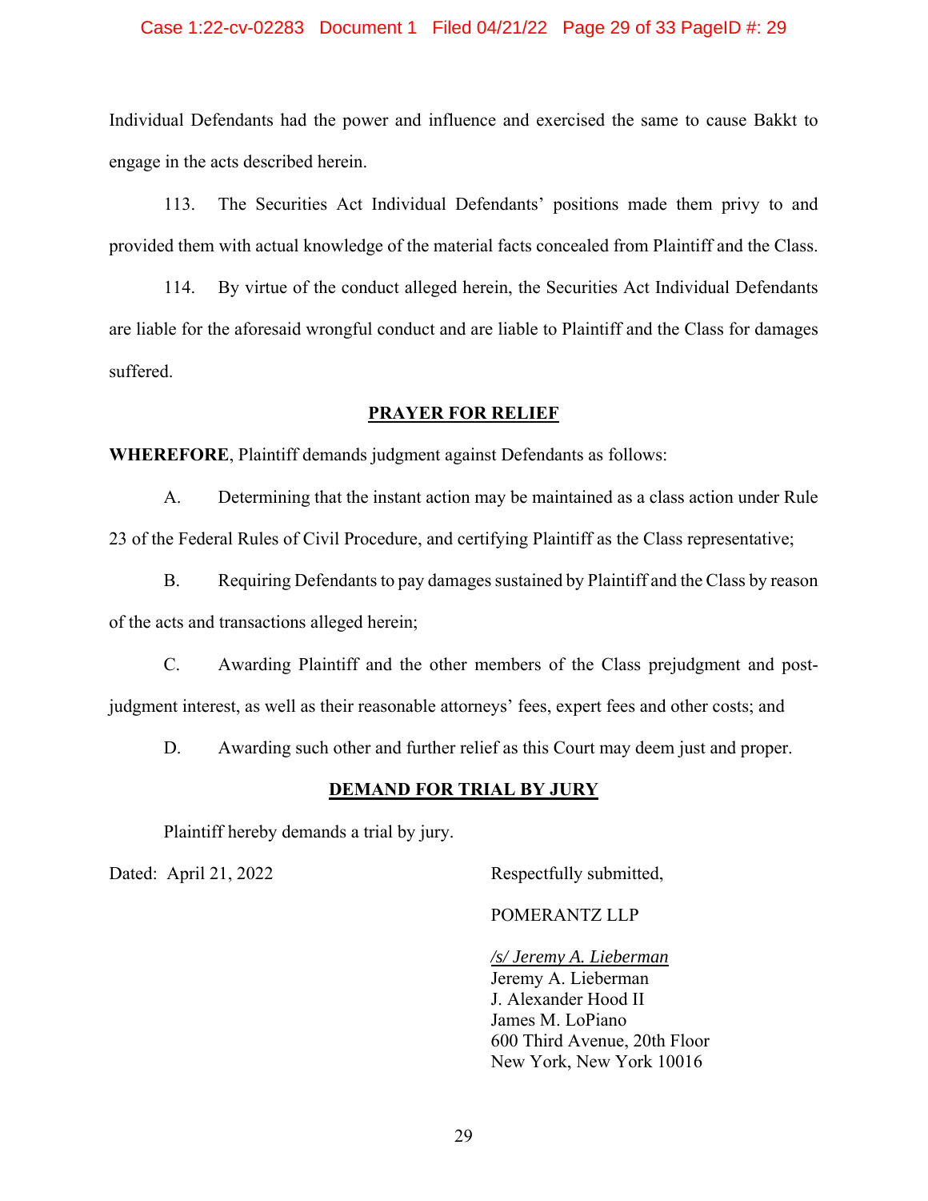Individual Defendants had the power and influence and exercised the same to cause Bakkt to engage in the acts described herein.

113. The Securities Act Individual Defendants' positions made them privy to and provided them with actual knowledge of the material facts concealed from Plaintiff and the Class.

114. By virtue of the conduct alleged herein, the Securities Act Individual Defendants are liable for the aforesaid wrongful conduct and are liable to Plaintiff and the Class for damages suffered.

## PRAYER FOR RELIEF

**WHEREFORE**, Plaintiff demands judgment against Defendants as follows:

A. Determining that the instant action may be maintained as a class action under Rule 23 of the Federal Rules of Civil Procedure, and certifying Plaintiff as the Class representative;

B. Requiring Defendants to pay damages sustained by Plaintiff and the Class by reason of the acts and transactions alleged herein;

C. Awarding Plaintiff and the other members of the Class prejudgment and post-judgment interest, as well as their reasonable attorneys' fees, expert fees and other costs; and

D. Awarding such other and further relief as this Court may deem just and proper.

## DEMAND FOR TRIAL BY JURY

Plaintiff hereby demands a trial by jury.

Dated: April 21, 2022

Respectfully submitted,

POMERANTZ LLP

*/s/ Jeremy A. Lieberman*
Jeremy A. Lieberman
J. Alexander Hood II
James M. LoPiano
600 Third Avenue, 20th Floor
New York, New York 10016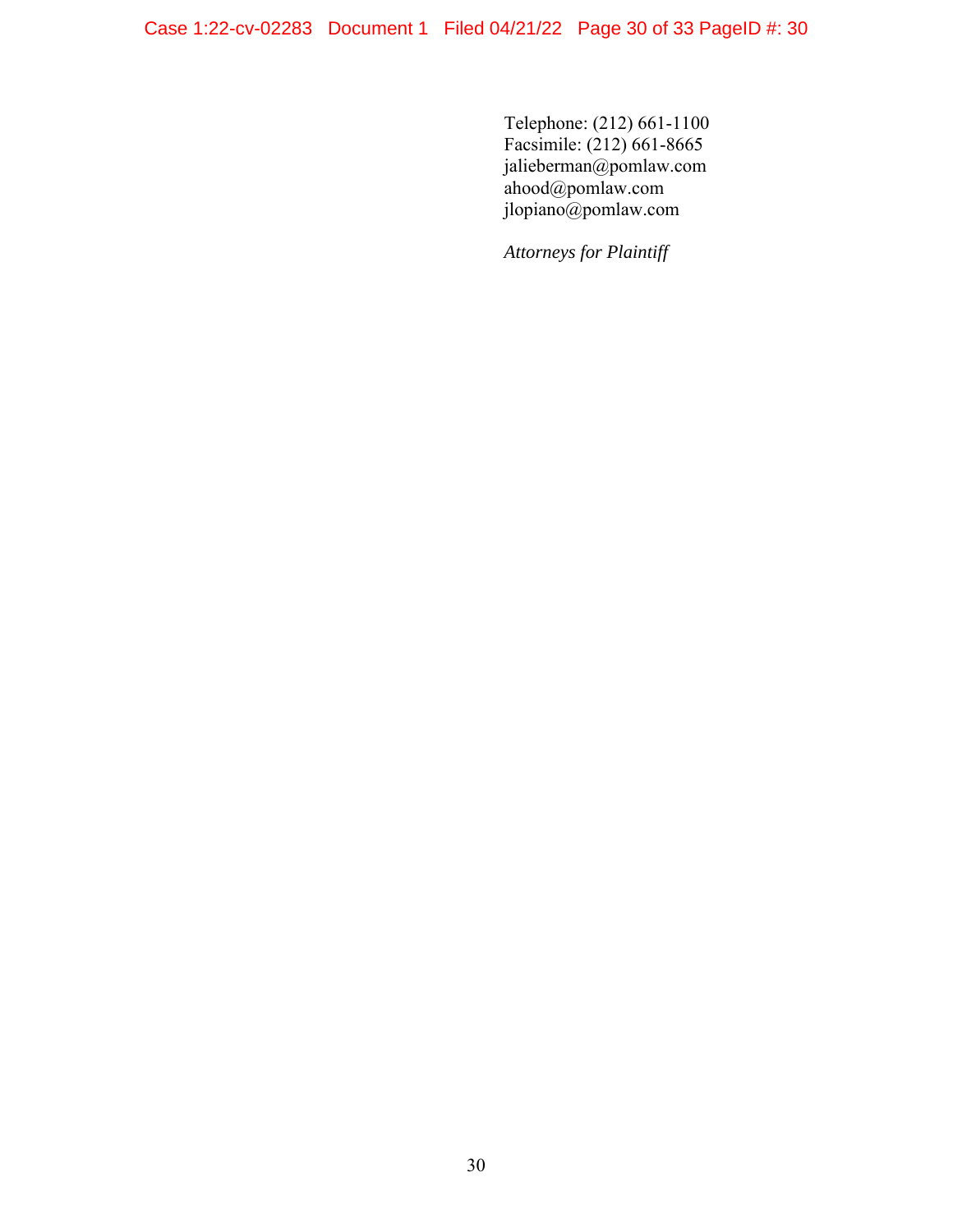Telephone: (212) 661-1100
Facsimile: (212) 661-8665
jalieberman@pomlaw.com
ahood@pomlaw.com
jlopiano@pomlaw.com

*Attorneys for Plaintiff*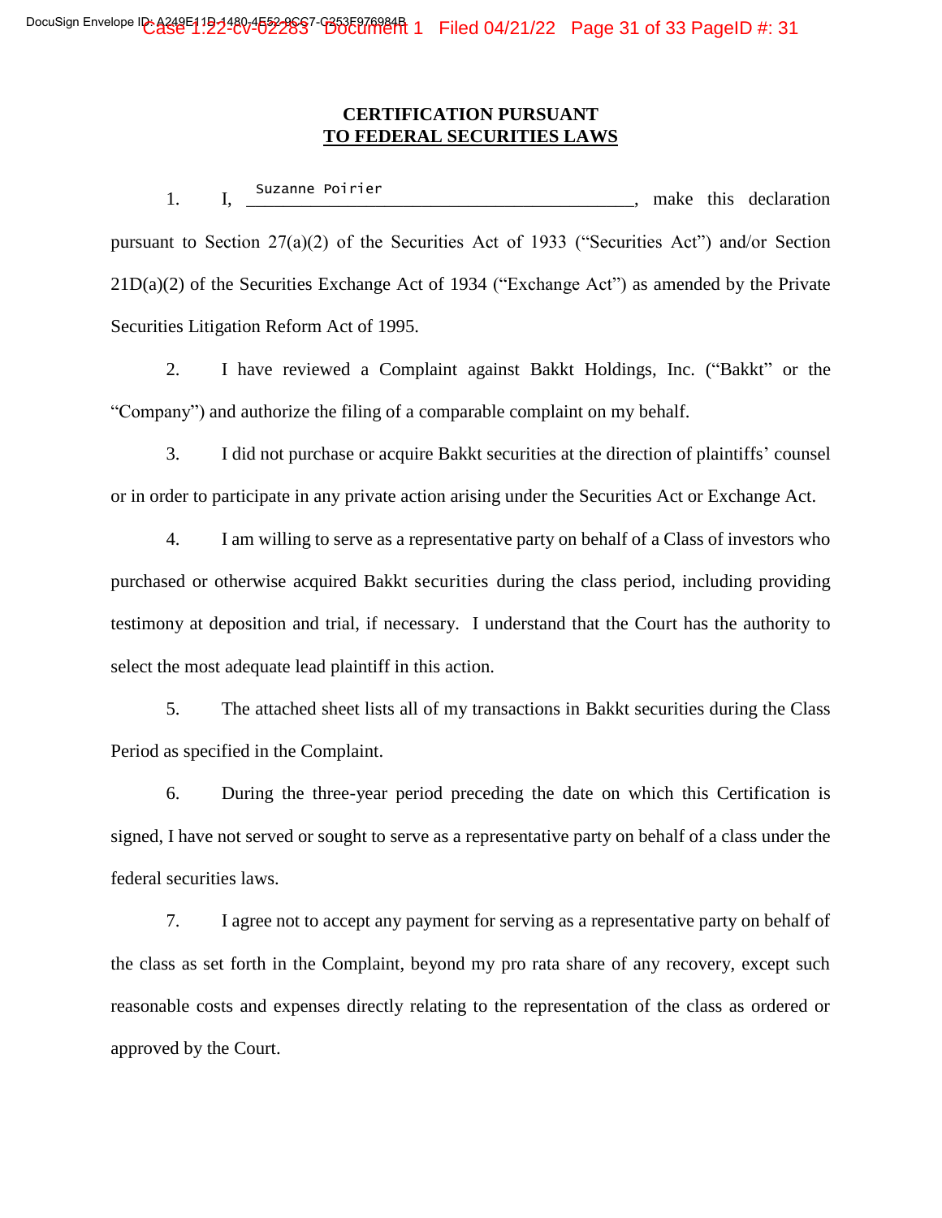**CERTIFICATION PURSUANT**
**TO FEDERAL SECURITIES LAWS**

1. I, Suzanne Poirier, make this declaration pursuant to Section 27(a)(2) of the Securities Act of 1933 ("Securities Act") and/or Section 21D(a)(2) of the Securities Exchange Act of 1934 ("Exchange Act") as amended by the Private Securities Litigation Reform Act of 1995.

2. I have reviewed a Complaint against Bakkt Holdings, Inc. ("Bakkt" or the "Company") and authorize the filing of a comparable complaint on my behalf.

3. I did not purchase or acquire Bakkt securities at the direction of plaintiffs' counsel or in order to participate in any private action arising under the Securities Act or Exchange Act.

4. I am willing to serve as a representative party on behalf of a Class of investors who purchased or otherwise acquired Bakkt securities during the class period, including providing testimony at deposition and trial, if necessary. I understand that the Court has the authority to select the most adequate lead plaintiff in this action.

5. The attached sheet lists all of my transactions in Bakkt securities during the Class Period as specified in the Complaint.

6. During the three-year period preceding the date on which this Certification is signed, I have not served or sought to serve as a representative party on behalf of a class under the federal securities laws.

7. I agree not to accept any payment for serving as a representative party on behalf of the class as set forth in the Complaint, beyond my pro rata share of any recovery, except such reasonable costs and expenses directly relating to the representation of the class as ordered or approved by the Court.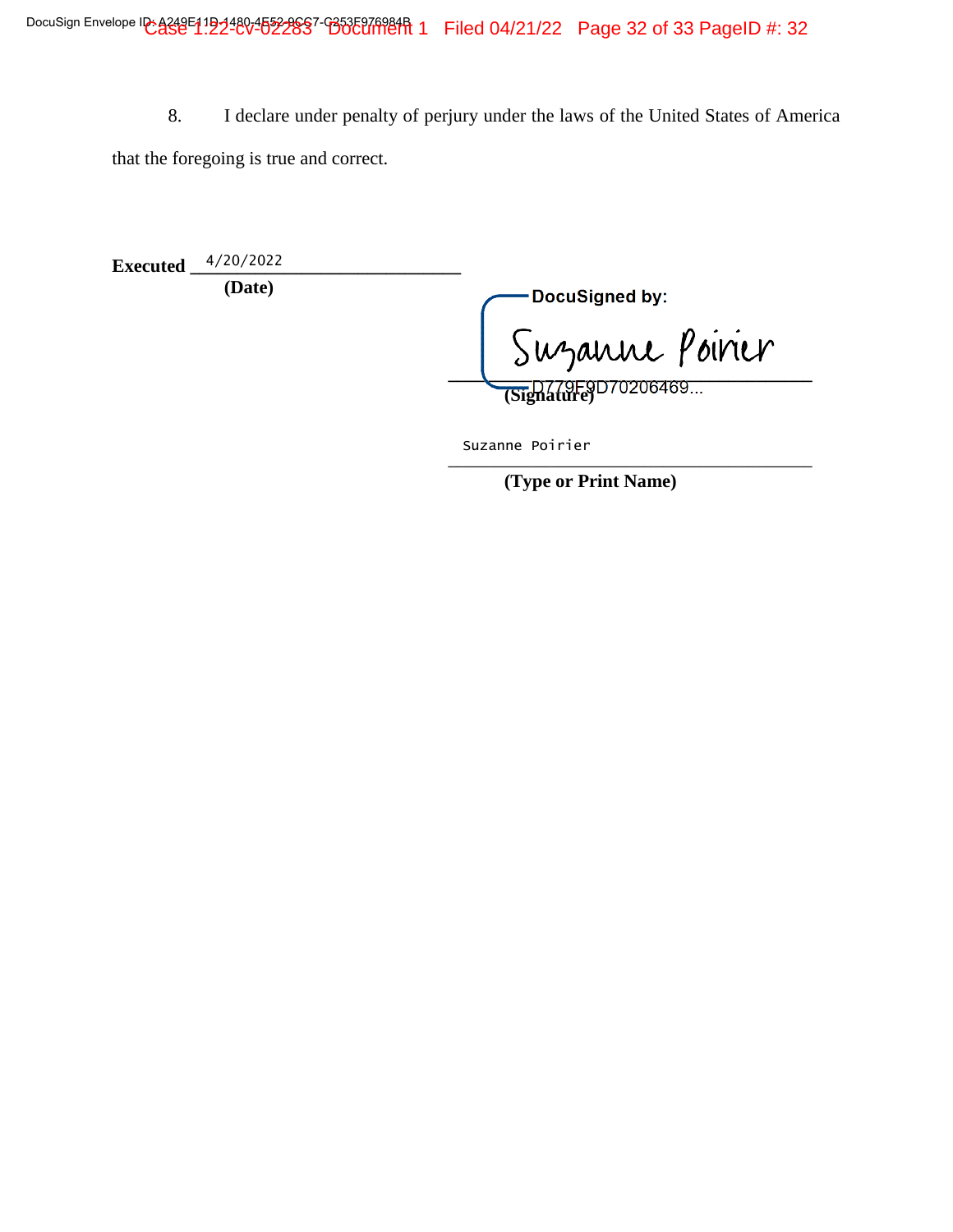8. I declare under penalty of perjury under the laws of the United States of America that the foregoing is true and correct.

**Executed** 4/20/2022
**(Date)**

DocuSigned by:

Suzanne Poirier

D779F9D70206469...

**(Signature)**

Suzanne Poirier

**(Type or Print Name)**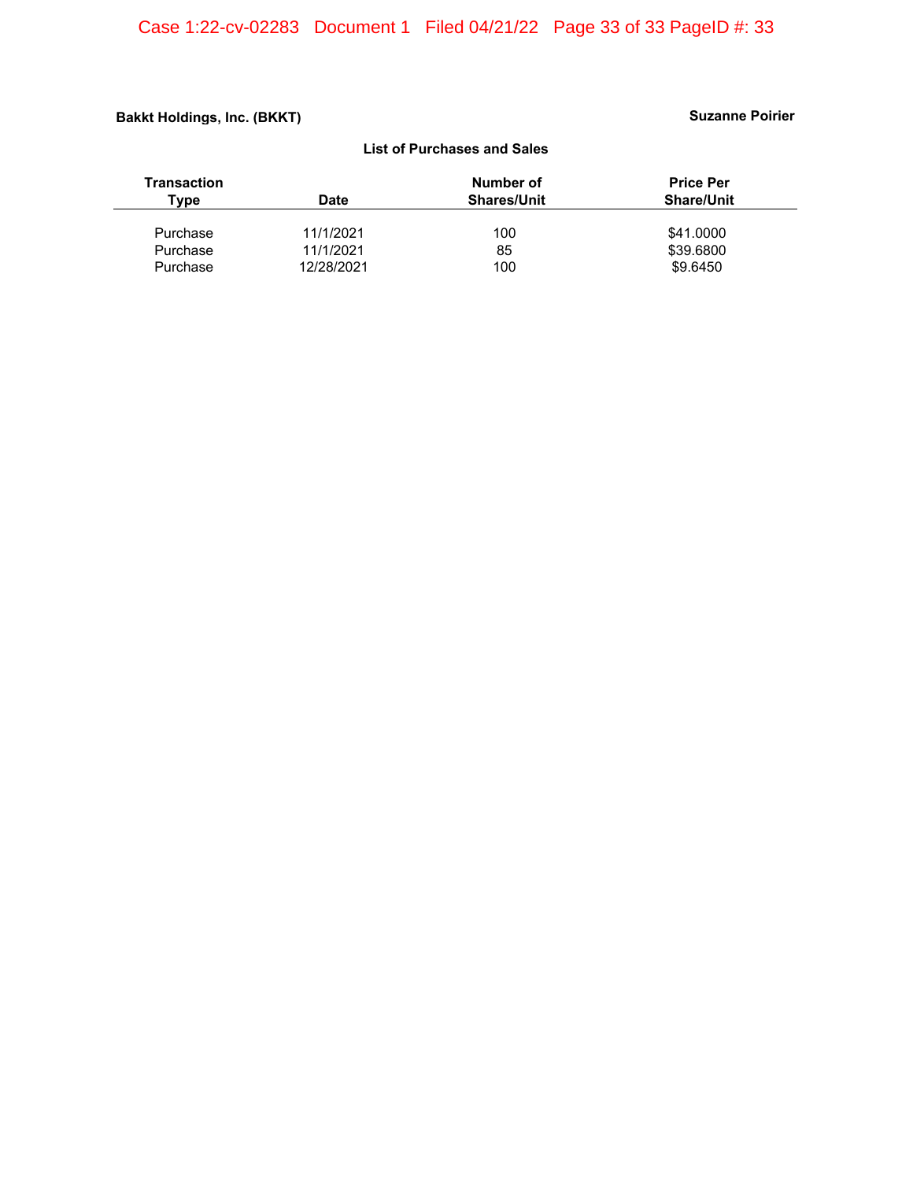**Bakkt Holdings, Inc. (BKKT)** **Suzanne Poirier**

**List of Purchases and Sales**

| Transaction Type | Date | Number of Shares/Unit | Price Per Share/Unit |
|---|---|---|---|
| Purchase | 11/1/2021 | 100 | $41.0000 |
| Purchase | 11/1/2021 | 85 | $39.6800 |
| Purchase | 12/28/2021 | 100 | $9.6450 |